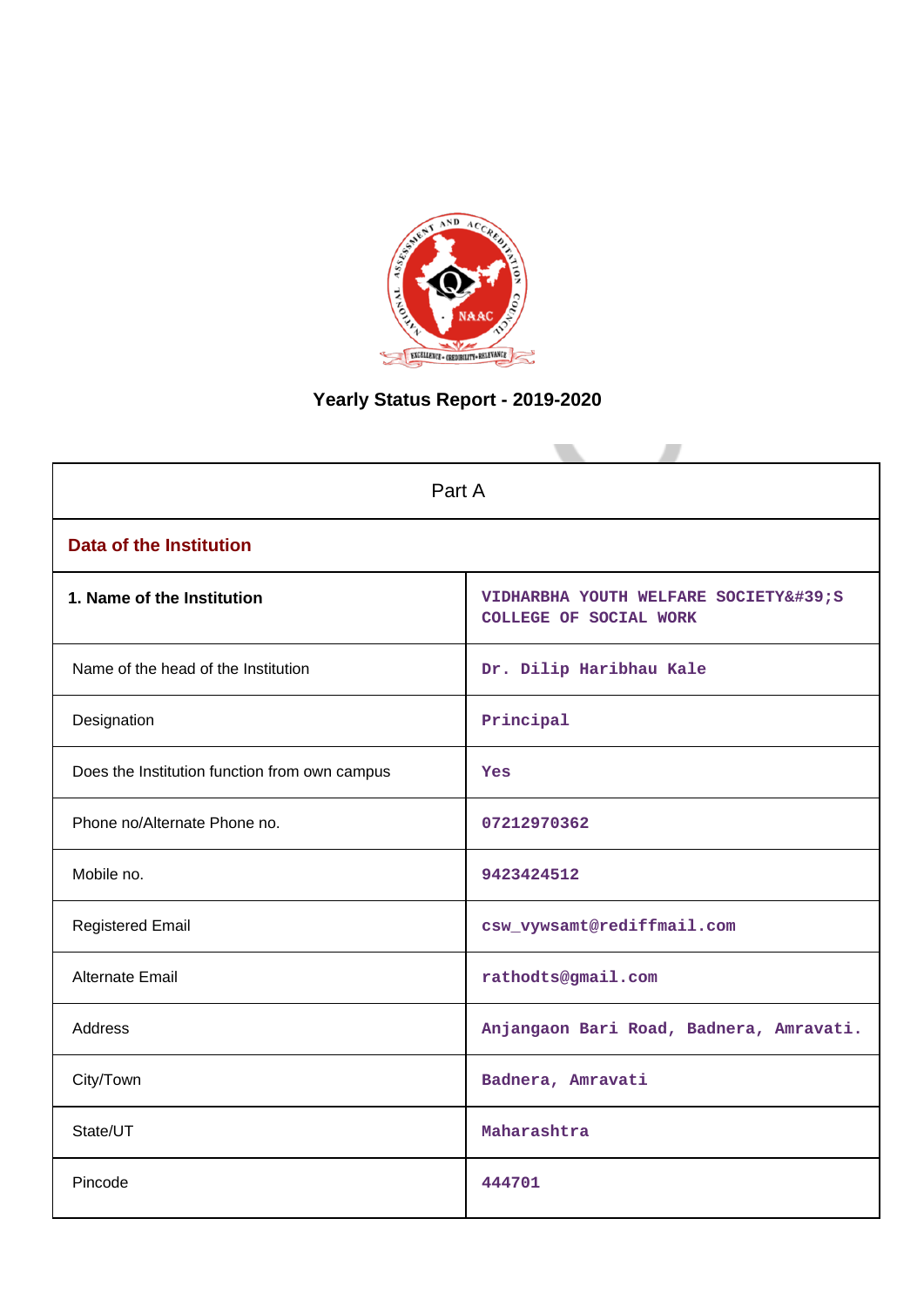# Yearly Status Report - 2019-2020

| Part A | |
|---|---|
| **Data of the Institution** | |
| **1. Name of the Institution** | VIDHARBHA YOUTH WELFARE SOCIETY&#39;S COLLEGE OF SOCIAL WORK |
| Name of the head of the Institution | Dr. Dilip Haribhau Kale |
| Designation | Principal |
| Does the Institution function from own campus | Yes |
| Phone no/Alternate Phone no. | 07212970362 |
| Mobile no. | 9423424512 |
| Registered Email | csw_vywsamt@rediffmail.com |
| Alternate Email | rathodts@gmail.com |
| Address | Anjangaon Bari Road, Badnera, Amravati. |
| City/Town | Badnera, Amravati |
| State/UT | Maharashtra |
| Pincode | 444701 |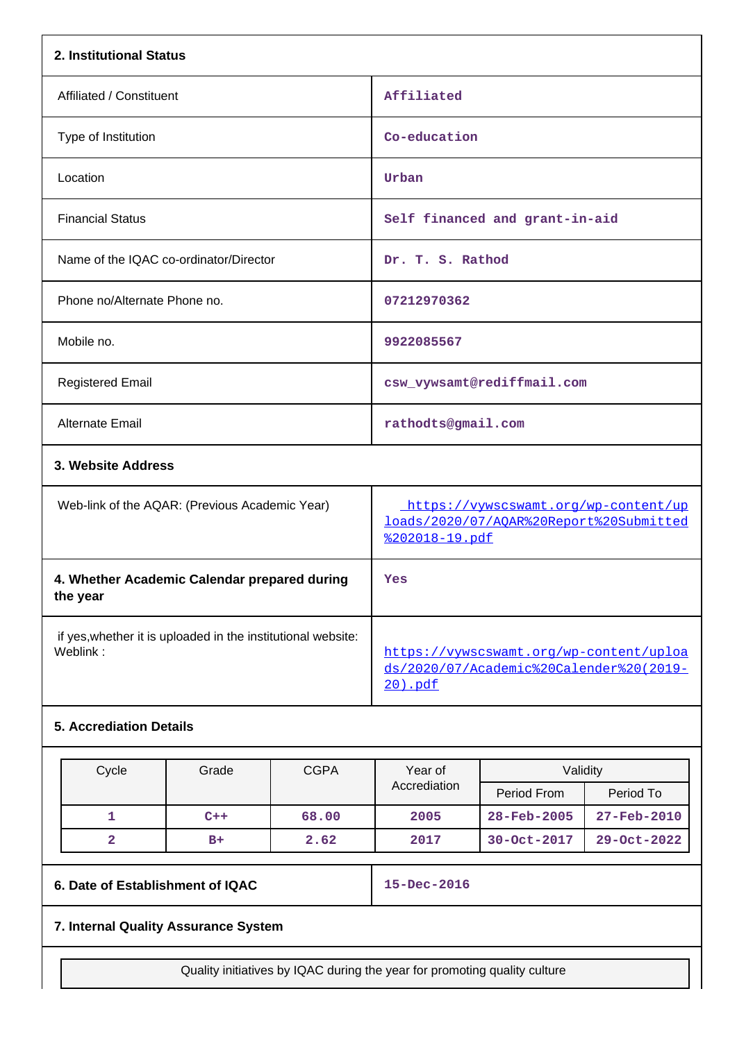## 2. Institutional Status

| | |
|---|---|
| Affiliated / Constituent | Affiliated |
| Type of Institution | Co-education |
| Location | Urban |
| Financial Status | Self financed and grant-in-aid |
| Name of the IQAC co-ordinator/Director | Dr. T. S. Rathod |
| Phone no/Alternate Phone no. | 07212970362 |
| Mobile no. | 9922085567 |
| Registered Email | csw_vywsamt@rediffmail.com |
| Alternate Email | rathodts@gmail.com |

## 3. Website Address

| | |
|---|---|
| Web-link of the AQAR: (Previous Academic Year) | https://vywscswamt.org/wp-content/uploads/2020/07/AQAR%20Report%20Submitted%202018-19.pdf |
| **4. Whether Academic Calendar prepared during the year** | Yes |
| if yes,whether it is uploaded in the institutional website: Weblink : | https://vywscswamt.org/wp-content/uploads/2020/07/Academic%20Calender%20(2019-20).pdf |

## 5. Accrediation Details

| Cycle | Grade | CGPA | Year of Accrediation | Validity | |
|---|---|---|---|---|---|
| | | | | Period From | Period To |
| 1 | C++ | 68.00 | 2005 | 28-Feb-2005 | 27-Feb-2010 |
| 2 | B+ | 2.62 | 2017 | 30-Oct-2017 | 29-Oct-2022 |

| | |
|---|---|
| **6. Date of Establishment of IQAC** | 15-Dec-2016 |

## 7. Internal Quality Assurance System

| Quality initiatives by IQAC during the year for promoting quality culture |
|---|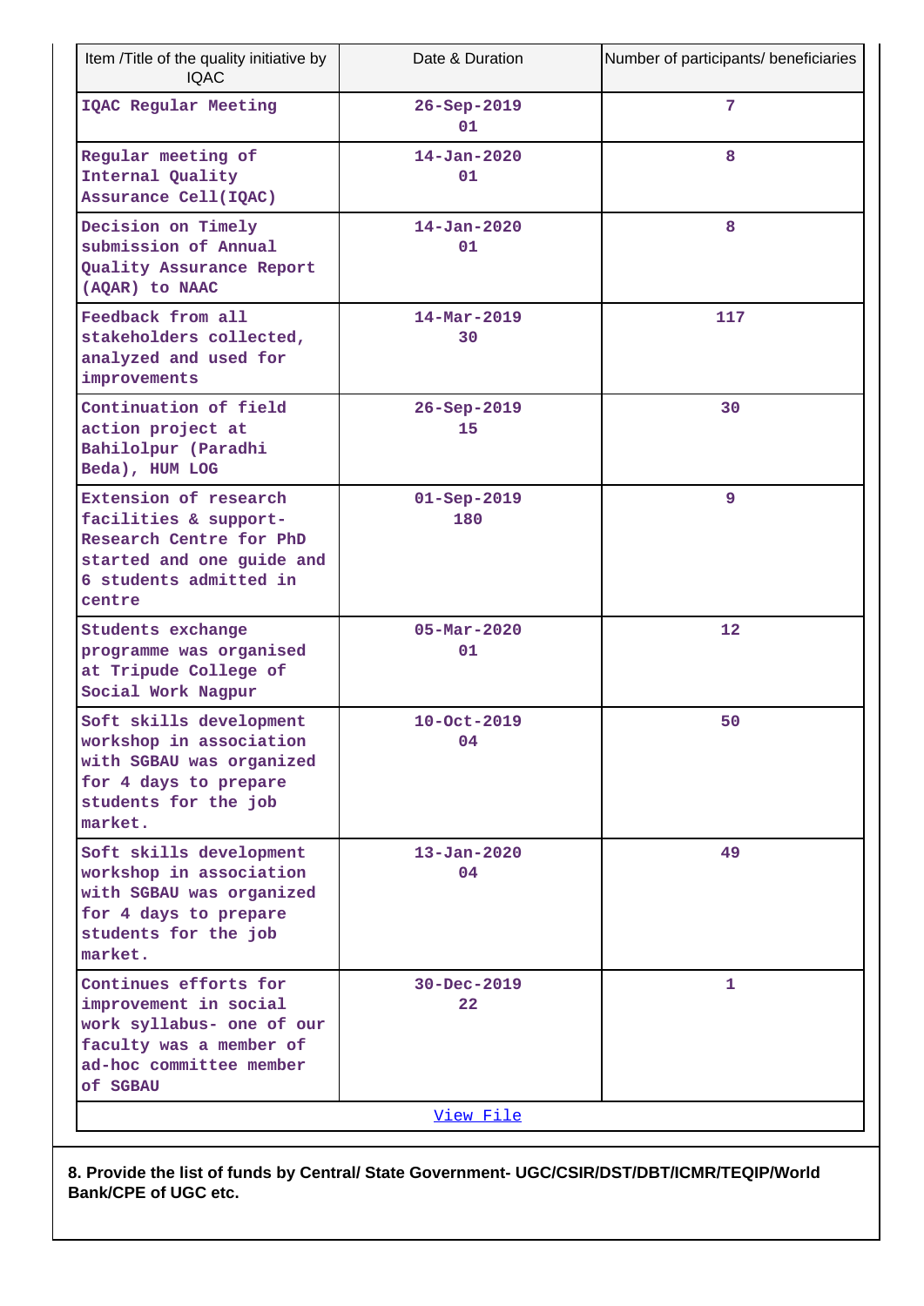| Item /Title of the quality initiative by IQAC | Date & Duration | Number of participants/ beneficiaries |
|---|---|---|
| IQAC Regular Meeting | 26-Sep-2019 01 | 7 |
| Regular meeting of Internal Quality Assurance Cell(IQAC) | 14-Jan-2020 01 | 8 |
| Decision on Timely submission of Annual Quality Assurance Report (AQAR) to NAAC | 14-Jan-2020 01 | 8 |
| Feedback from all stakeholders collected, analyzed and used for improvements | 14-Mar-2019 30 | 117 |
| Continuation of field action project at Bahilolpur (Paradhi Beda), HUM LOG | 26-Sep-2019 15 | 30 |
| Extension of research facilities & support- Research Centre for PhD started and one guide and 6 students admitted in centre | 01-Sep-2019 180 | 9 |
| Students exchange programme was organised at Tripude College of Social Work Nagpur | 05-Mar-2020 01 | 12 |
| Soft skills development workshop in association with SGBAU was organized for 4 days to prepare students for the job market. | 10-Oct-2019 04 | 50 |
| Soft skills development workshop in association with SGBAU was organized for 4 days to prepare students for the job market. | 13-Jan-2020 04 | 49 |
| Continues efforts for improvement in social work syllabus- one of our faculty was a member of ad-hoc committee member of SGBAU | 30-Dec-2019 22 | 1 |
| View File | | |

**8. Provide the list of funds by Central/ State Government- UGC/CSIR/DST/DBT/ICMR/TEQIP/World Bank/CPE of UGC etc.**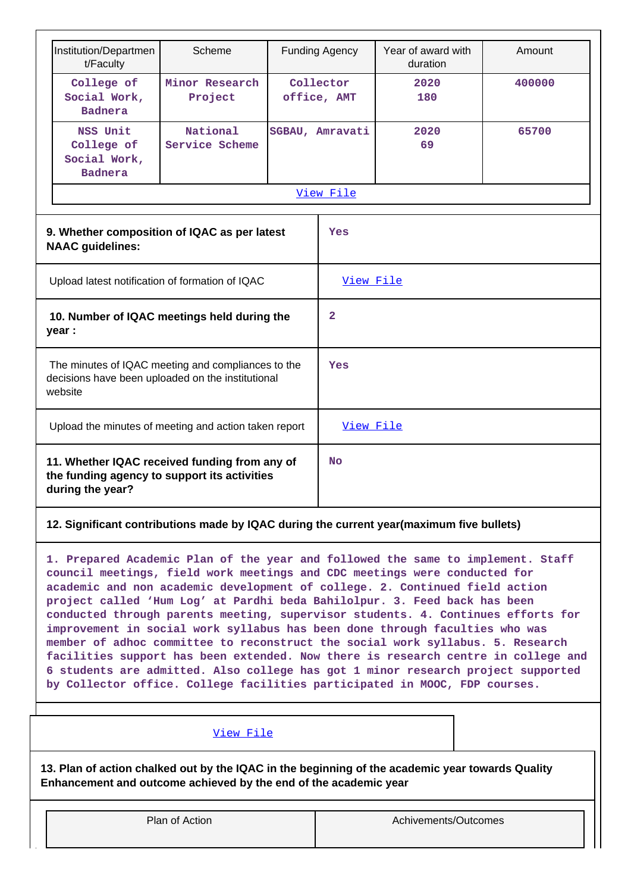| Institution/Department/Faculty | Scheme | Funding Agency | Year of award with duration | Amount |
|---|---|---|---|---|
| College of Social Work, Badnera | Minor Research Project | Collector office, AMT | 2020 180 | 400000 |
| NSS Unit College of Social Work, Badnera | National Service Scheme | SGBAU, Amravati | 2020 69 | 65700 |

View File

| | |
|---|---|
| **9. Whether composition of IQAC as per latest NAAC guidelines:** | Yes |
| Upload latest notification of formation of IQAC | View File |
| **10. Number of IQAC meetings held during the year :** | 2 |
| The minutes of IQAC meeting and compliances to the decisions have been uploaded on the institutional website | Yes |
| Upload the minutes of meeting and action taken report | View File |
| **11. Whether IQAC received funding from any of the funding agency to support its activities during the year?** | No |

**12. Significant contributions made by IQAC during the current year(maximum five bullets)**

1. Prepared Academic Plan of the year and followed the same to implement. Staff council meetings, field work meetings and CDC meetings were conducted for academic and non academic development of college. 2. Continued field action project called 'Hum Log' at Pardhi beda Bahilolpur. 3. Feed back has been conducted through parents meeting, supervisor students. 4. Continues efforts for improvement in social work syllabus has been done through faculties who was member of adhoc committee to reconstruct the social work syllabus. 5. Research facilities support has been extended. Now there is research centre in college and 6 students are admitted. Also college has got 1 minor research project supported by Collector office. College facilities participated in MOOC, FDP courses.

View File

**13. Plan of action chalked out by the IQAC in the beginning of the academic year towards Quality Enhancement and outcome achieved by the end of the academic year**

| Plan of Action | Achivements/Outcomes |
|---|---|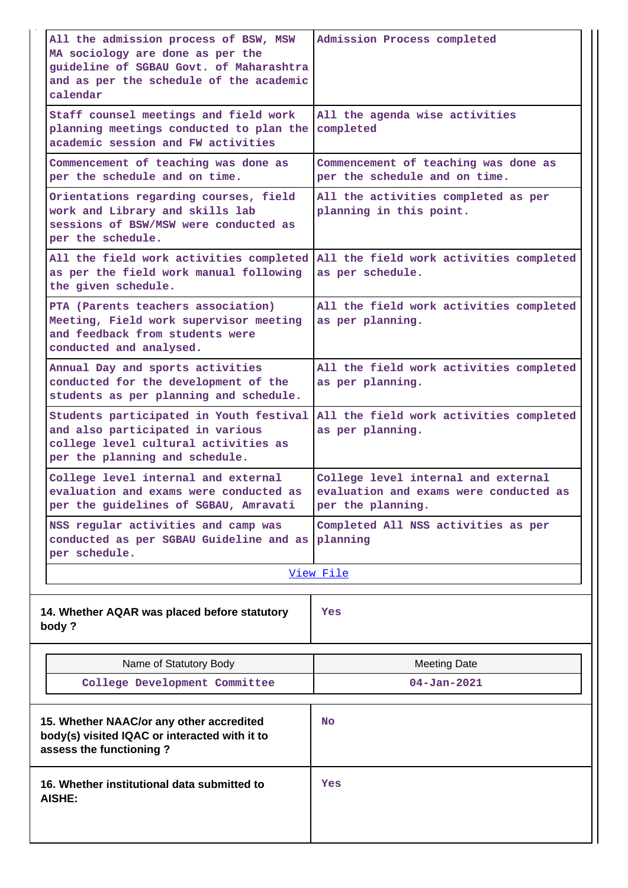| | |
|---|---|
| All the admission process of BSW, MSW MA sociology are done as per the guideline of SGBAU Govt. of Maharashtra and as per the schedule of the academic calendar | Admission Process completed |
| Staff counsel meetings and field work planning meetings conducted to plan the academic session and FW activities | All the agenda wise activities completed |
| Commencement of teaching was done as per the schedule and on time. | Commencement of teaching was done as per the schedule and on time. |
| Orientations regarding courses, field work and Library and skills lab sessions of BSW/MSW were conducted as per the schedule. | All the activities completed as per planning in this point. |
| All the field work activities completed as per the field work manual following the given schedule. | All the field work activities completed as per schedule. |
| PTA (Parents teachers association) Meeting, Field work supervisor meeting and feedback from students were conducted and analysed. | All the field work activities completed as per planning. |
| Annual Day and sports activities conducted for the development of the students as per planning and schedule. | All the field work activities completed as per planning. |
| Students participated in Youth festival and also participated in various college level cultural activities as per the planning and schedule. | All the field work activities completed as per planning. |
| College level internal and external evaluation and exams were conducted as per the guidelines of SGBAU, Amravati | College level internal and external evaluation and exams were conducted as per the planning. |
| NSS regular activities and camp was conducted as per SGBAU Guideline and as per schedule. | Completed All NSS activities as per planning |
| View File | |

| | |
|---|---|
| **14. Whether AQAR was placed before statutory body ?** | Yes |

| Name of Statutory Body | Meeting Date |
|---|---|
| College Development Committee | 04-Jan-2021 |

| | |
|---|---|
| **15. Whether NAAC/or any other accredited body(s) visited IQAC or interacted with it to assess the functioning ?** | No |
| **16. Whether institutional data submitted to AISHE:** | Yes |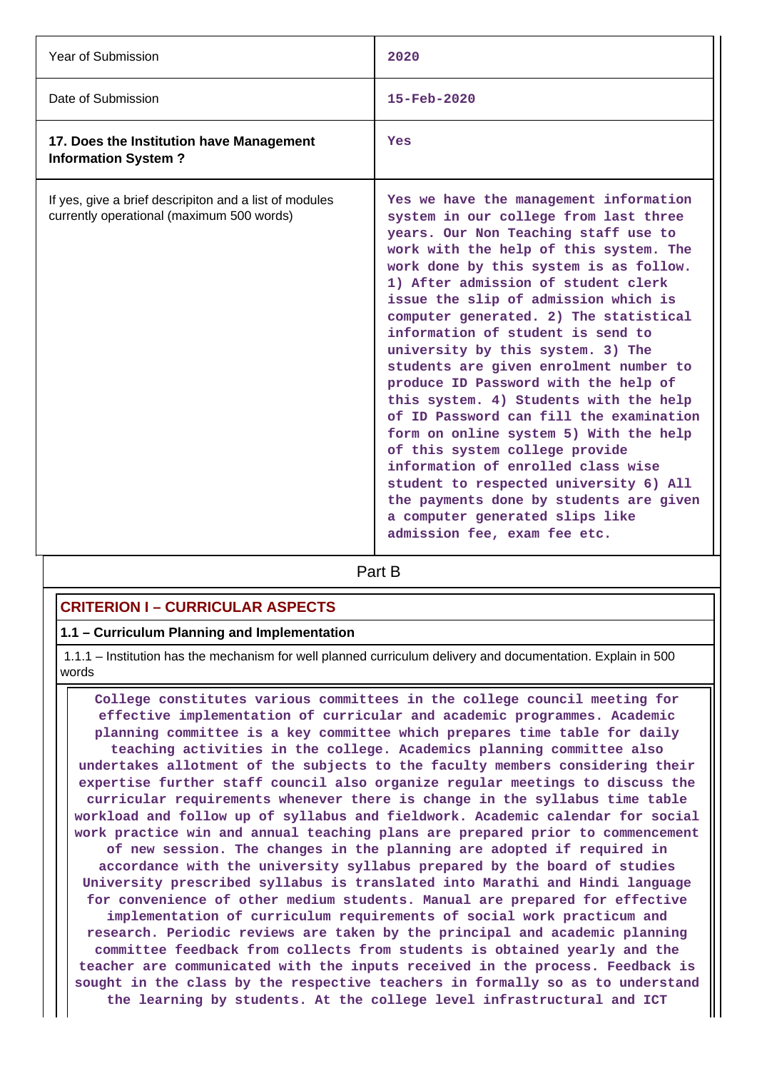| | |
|---|---|
| Year of Submission | 2020 |
| Date of Submission | 15-Feb-2020 |
| **17. Does the Institution have Management Information System ?** | Yes |
| If yes, give a brief descripiton and a list of modules currently operational (maximum 500 words) | Yes we have the management information system in our college from last three years. Our Non Teaching staff use to work with the help of this system. The work done by this system is as follow. 1) After admission of student clerk issue the slip of admission which is computer generated. 2) The statistical information of student is send to university by this system. 3) The students are given enrolment number to produce ID Password with the help of this system. 4) Students with the help of ID Password can fill the examination form on online system 5) With the help of this system college provide information of enrolled class wise student to respected university 6) All the payments done by students are given a computer generated slips like admission fee, exam fee etc. |

# Part B

## CRITERION I – CURRICULAR ASPECTS

### 1.1 – Curriculum Planning and Implementation

1.1.1 – Institution has the mechanism for well planned curriculum delivery and documentation. Explain in 500 words

College constitutes various committees in the college council meeting for effective implementation of curricular and academic programmes. Academic planning committee is a key committee which prepares time table for daily teaching activities in the college. Academics planning committee also undertakes allotment of the subjects to the faculty members considering their expertise further staff council also organize regular meetings to discuss the curricular requirements whenever there is change in the syllabus time table workload and follow up of syllabus and fieldwork. Academic calendar for social work practice win and annual teaching plans are prepared prior to commencement of new session. The changes in the planning are adopted if required in accordance with the university syllabus prepared by the board of studies University prescribed syllabus is translated into Marathi and Hindi language for convenience of other medium students. Manual are prepared for effective implementation of curriculum requirements of social work practicum and research. Periodic reviews are taken by the principal and academic planning committee feedback from collects from students is obtained yearly and the teacher are communicated with the inputs received in the process. Feedback is sought in the class by the respective teachers in formally so as to understand the learning by students. At the college level infrastructural and ICT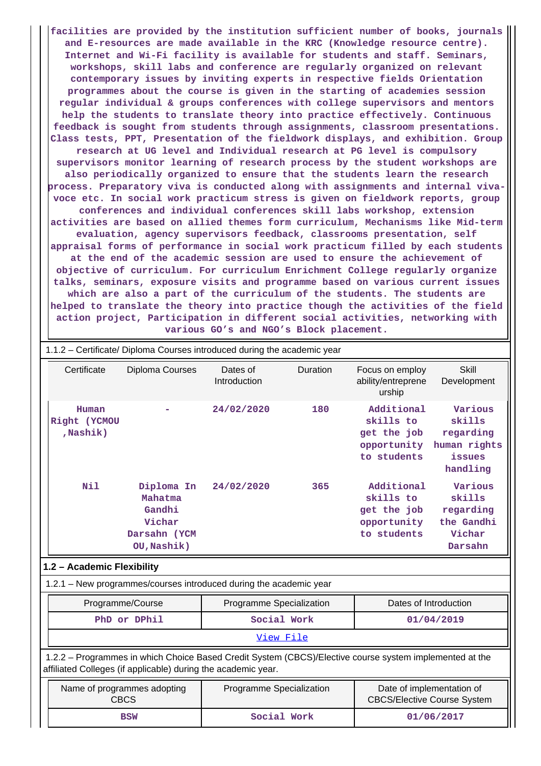**facilities are provided by the institution sufficient number of books, journals and E-resources are made available in the KRC (Knowledge resource centre). Internet and Wi-Fi facility is available for students and staff. Seminars, workshops, skill labs and conference are regularly organized on relevant contemporary issues by inviting experts in respective fields Orientation programmes about the course is given in the starting of academies session regular individual & groups conferences with college supervisors and mentors help the students to translate theory into practice effectively. Continuous feedback is sought from students through assignments, classroom presentations. Class tests, PPT, Presentation of the fieldwork displays, and exhibition. Group research at UG level and Individual research at PG level is compulsory supervisors monitor learning of research process by the student workshops are also periodically organized to ensure that the students learn the research process. Preparatory viva is conducted along with assignments and internal viva-voce etc. In social work practicum stress is given on fieldwork reports, group conferences and individual conferences skill labs workshop, extension activities are based on allied themes form curriculum, Mechanisms like Mid-term evaluation, agency supervisors feedback, classrooms presentation, self appraisal forms of performance in social work practicum filled by each students at the end of the academic session are used to ensure the achievement of objective of curriculum. For curriculum Enrichment College regularly organize talks, seminars, exposure visits and programme based on various current issues which are also a part of the curriculum of the students. The students are helped to translate the theory into practice though the activities of the field action project, Participation in different social activities, networking with various GO's and NGO's Block placement.**

1.1.2 – Certificate/ Diploma Courses introduced during the academic year

| Certificate | Diploma Courses | Dates of Introduction | Duration | Focus on employ ability/entreprene urship | Skill Development |
|---|---|---|---|---|---|
| Human Right (YCMOU ,Nashik) | - | 24/02/2020 | 180 | Additional skills to get the job opportunity to students | Various skills regarding human rights issues handling |
| Nil | Diploma In Mahatma Gandhi Vichar Darsahn (YCM OU,Nashik) | 24/02/2020 | 365 | Additional skills to get the job opportunity to students | Various skills regarding the Gandhi Vichar Darsahn |

**1.2 – Academic Flexibility**

1.2.1 – New programmes/courses introduced during the academic year

| Programme/Course | Programme Specialization | Dates of Introduction |
|---|---|---|
| PhD or DPhil | Social Work | 01/04/2019 |
| View File | | |

1.2.2 – Programmes in which Choice Based Credit System (CBCS)/Elective course system implemented at the affiliated Colleges (if applicable) during the academic year.

| Name of programmes adopting CBCS | Programme Specialization | Date of implementation of CBCS/Elective Course System |
|---|---|---|
| BSW | Social Work | 01/06/2017 |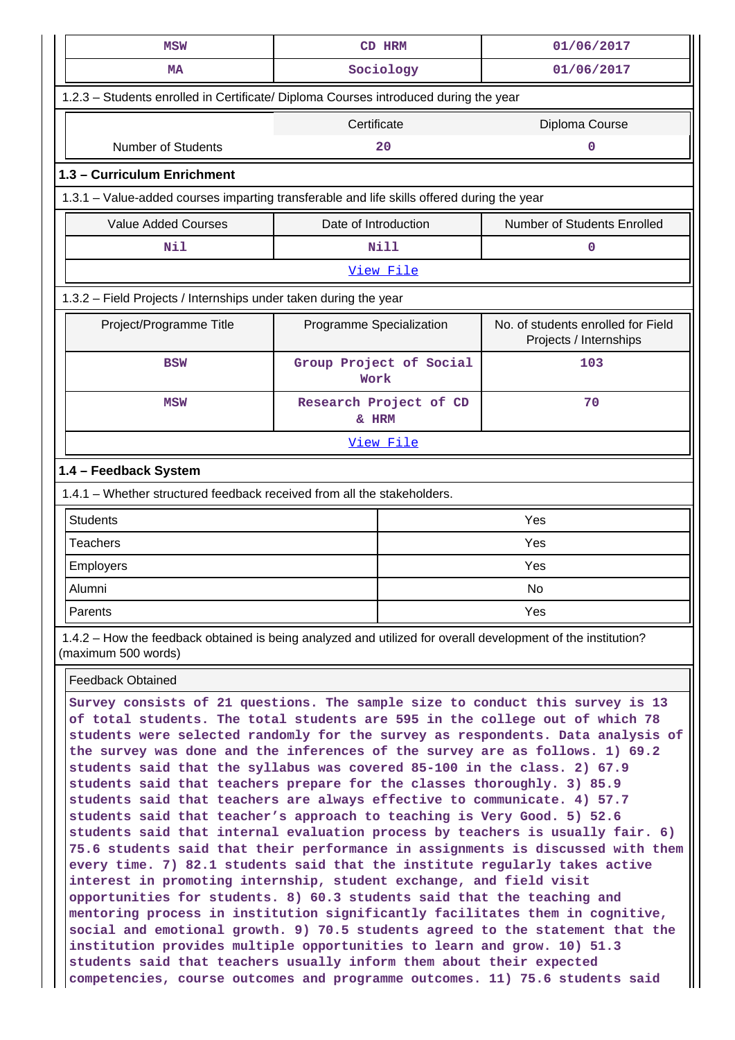| MSW | CD HRM | 01/06/2017 |
|---|---|---|
| MA | Sociology | 01/06/2017 |

1.2.3 – Students enrolled in Certificate/ Diploma Courses introduced during the year

| | Certificate | Diploma Course |
|---|---|---|
| Number of Students | 20 | 0 |

## 1.3 – Curriculum Enrichment

1.3.1 – Value-added courses imparting transferable and life skills offered during the year

| Value Added Courses | Date of Introduction | Number of Students Enrolled |
|---|---|---|
| Nil | Nill | 0 |

View File

1.3.2 – Field Projects / Internships under taken during the year

| Project/Programme Title | Programme Specialization | No. of students enrolled for Field Projects / Internships |
|---|---|---|
| BSW | Group Project of Social Work | 103 |
| MSW | Research Project of CD & HRM | 70 |

View File

## 1.4 – Feedback System

1.4.1 – Whether structured feedback received from all the stakeholders.

| | |
|---|---|
| Students | Yes |
| Teachers | Yes |
| Employers | Yes |
| Alumni | No |
| Parents | Yes |

1.4.2 – How the feedback obtained is being analyzed and utilized for overall development of the institution? (maximum 500 words)

Feedback Obtained

Survey consists of 21 questions. The sample size to conduct this survey is 13 of total students. The total students are 595 in the college out of which 78 students were selected randomly for the survey as respondents. Data analysis of the survey was done and the inferences of the survey are as follows. 1) 69.2 students said that the syllabus was covered 85-100 in the class. 2) 67.9 students said that teachers prepare for the classes thoroughly. 3) 85.9 students said that teachers are always effective to communicate. 4) 57.7 students said that teacher's approach to teaching is Very Good. 5) 52.6 students said that internal evaluation process by teachers is usually fair. 6) 75.6 students said that their performance in assignments is discussed with them every time. 7) 82.1 students said that the institute regularly takes active interest in promoting internship, student exchange, and field visit opportunities for students. 8) 60.3 students said that the teaching and mentoring process in institution significantly facilitates them in cognitive, social and emotional growth. 9) 70.5 students agreed to the statement that the institution provides multiple opportunities to learn and grow. 10) 51.3 students said that teachers usually inform them about their expected competencies, course outcomes and programme outcomes. 11) 75.6 students said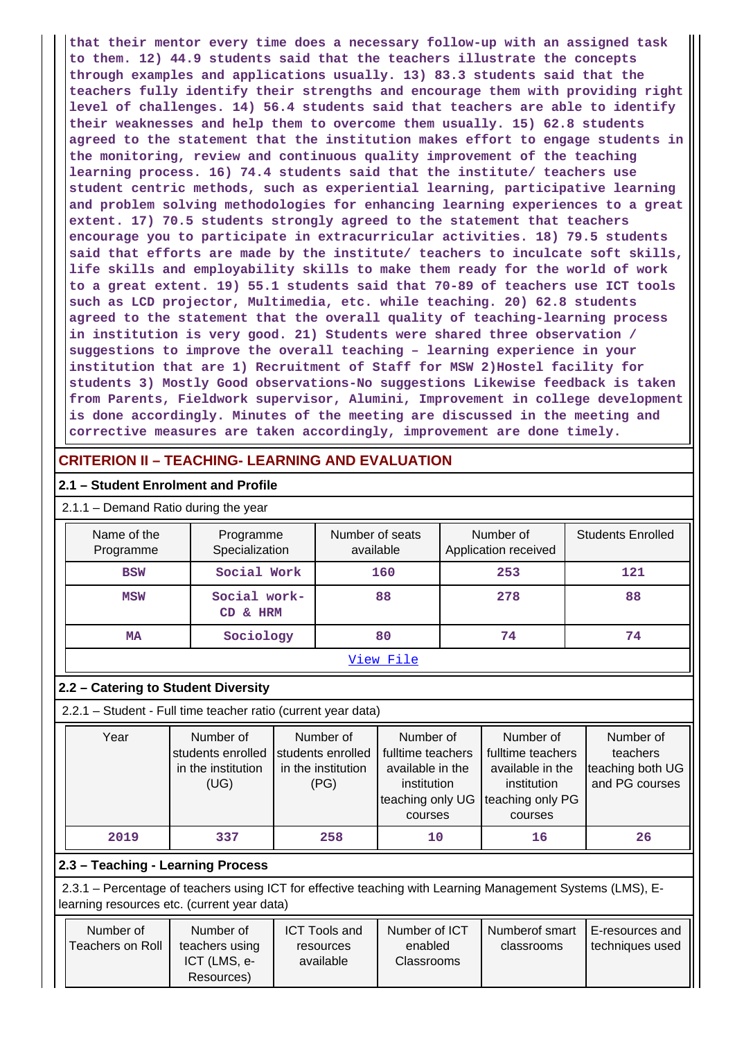that their mentor every time does a necessary follow-up with an assigned task to them. 12) 44.9 students said that the teachers illustrate the concepts through examples and applications usually. 13) 83.3 students said that the teachers fully identify their strengths and encourage them with providing right level of challenges. 14) 56.4 students said that teachers are able to identify their weaknesses and help them to overcome them usually. 15) 62.8 students agreed to the statement that the institution makes effort to engage students in the monitoring, review and continuous quality improvement of the teaching learning process. 16) 74.4 students said that the institute/ teachers use student centric methods, such as experiential learning, participative learning and problem solving methodologies for enhancing learning experiences to a great extent. 17) 70.5 students strongly agreed to the statement that teachers encourage you to participate in extracurricular activities. 18) 79.5 students said that efforts are made by the institute/ teachers to inculcate soft skills, life skills and employability skills to make them ready for the world of work to a great extent. 19) 55.1 students said that 70-89 of teachers use ICT tools such as LCD projector, Multimedia, etc. while teaching. 20) 62.8 students agreed to the statement that the overall quality of teaching-learning process in institution is very good. 21) Students were shared three observation / suggestions to improve the overall teaching – learning experience in your institution that are 1) Recruitment of Staff for MSW 2)Hostel facility for students 3) Mostly Good observations-No suggestions Likewise feedback is taken from Parents, Fieldwork supervisor, Alumini, Improvement in college development is done accordingly. Minutes of the meeting are discussed in the meeting and corrective measures are taken accordingly, improvement are done timely.

## CRITERION II – TEACHING- LEARNING AND EVALUATION

### 2.1 – Student Enrolment and Profile

2.1.1 – Demand Ratio during the year

| Name of the Programme | Programme Specialization | Number of seats available | Number of Application received | Students Enrolled |
|---|---|---|---|---|
| BSW | Social Work | 160 | 253 | 121 |
| MSW | Social work- CD & HRM | 88 | 278 | 88 |
| MA | Sociology | 80 | 74 | 74 |

View File

### 2.2 – Catering to Student Diversity

2.2.1 – Student - Full time teacher ratio (current year data)

| Year | Number of students enrolled in the institution (UG) | Number of students enrolled in the institution (PG) | Number of fulltime teachers available in the institution teaching only UG courses | Number of fulltime teachers available in the institution teaching only PG courses | Number of teachers teaching both UG and PG courses |
|---|---|---|---|---|---|
| 2019 | 337 | 258 | 10 | 16 | 26 |

### 2.3 – Teaching - Learning Process

2.3.1 – Percentage of teachers using ICT for effective teaching with Learning Management Systems (LMS), E-learning resources etc. (current year data)

| Number of Teachers on Roll | Number of teachers using ICT (LMS, e-Resources) | ICT Tools and resources available | Number of ICT enabled Classrooms | Numberof smart classrooms | E-resources and techniques used |
|---|---|---|---|---|---|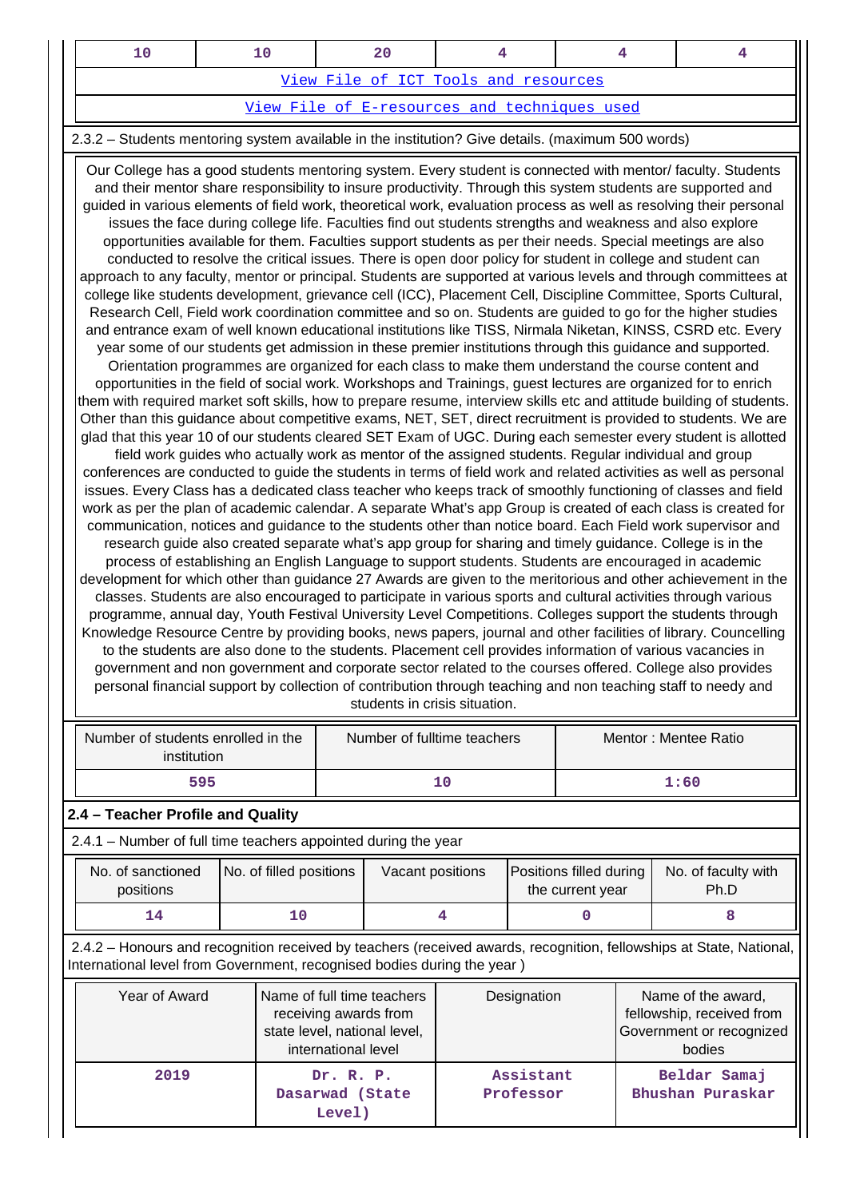| 10 | 10 | 20 | 4 | 4 | 4 |
|---|---|---|---|---|---|

View File of ICT Tools and resources

View File of E-resources and techniques used

2.3.2 – Students mentoring system available in the institution? Give details. (maximum 500 words)

Our College has a good students mentoring system. Every student is connected with mentor/ faculty. Students and their mentor share responsibility to insure productivity. Through this system students are supported and guided in various elements of field work, theoretical work, evaluation process as well as resolving their personal issues the face during college life. Faculties find out students strengths and weakness and also explore opportunities available for them. Faculties support students as per their needs. Special meetings are also conducted to resolve the critical issues. There is open door policy for student in college and student can approach to any faculty, mentor or principal. Students are supported at various levels and through committees at college like students development, grievance cell (ICC), Placement Cell, Discipline Committee, Sports Cultural, Research Cell, Field work coordination committee and so on. Students are guided to go for the higher studies and entrance exam of well known educational institutions like TISS, Nirmala Niketan, KINSS, CSRD etc. Every year some of our students get admission in these premier institutions through this guidance and supported. Orientation programmes are organized for each class to make them understand the course content and opportunities in the field of social work. Workshops and Trainings, guest lectures are organized for to enrich them with required market soft skills, how to prepare resume, interview skills etc and attitude building of students. Other than this guidance about competitive exams, NET, SET, direct recruitment is provided to students. We are glad that this year 10 of our students cleared SET Exam of UGC. During each semester every student is allotted field work guides who actually work as mentor of the assigned students. Regular individual and group conferences are conducted to guide the students in terms of field work and related activities as well as personal issues. Every Class has a dedicated class teacher who keeps track of smoothly functioning of classes and field work as per the plan of academic calendar. A separate What's app Group is created of each class is created for communication, notices and guidance to the students other than notice board. Each Field work supervisor and research guide also created separate what's app group for sharing and timely guidance. College is in the process of establishing an English Language to support students. Students are encouraged in academic development for which other than guidance 27 Awards are given to the meritorious and other achievement in the classes. Students are also encouraged to participate in various sports and cultural activities through various programme, annual day, Youth Festival University Level Competitions. Colleges support the students through Knowledge Resource Centre by providing books, news papers, journal and other facilities of library. Councelling to the students are also done to the students. Placement cell provides information of various vacancies in government and non government and corporate sector related to the courses offered. College also provides personal financial support by collection of contribution through teaching and non teaching staff to needy and students in crisis situation.

| Number of students enrolled in the institution | Number of fulltime teachers | Mentor : Mentee Ratio |
|---|---|---|
| 595 | 10 | 1:60 |

## 2.4 – Teacher Profile and Quality

2.4.1 – Number of full time teachers appointed during the year

| No. of sanctioned positions | No. of filled positions | Vacant positions | Positions filled during the current year | No. of faculty with Ph.D |
|---|---|---|---|---|
| 14 | 10 | 4 | 0 | 8 |

2.4.2 – Honours and recognition received by teachers (received awards, recognition, fellowships at State, National, International level from Government, recognised bodies during the year )

| Year of Award | Name of full time teachers receiving awards from state level, national level, international level | Designation | Name of the award, fellowship, received from Government or recognized bodies |
|---|---|---|---|
| 2019 | Dr. R. P. Dasarwad (State Level) | Assistant Professor | Beldar Samaj Bhushan Puraskar |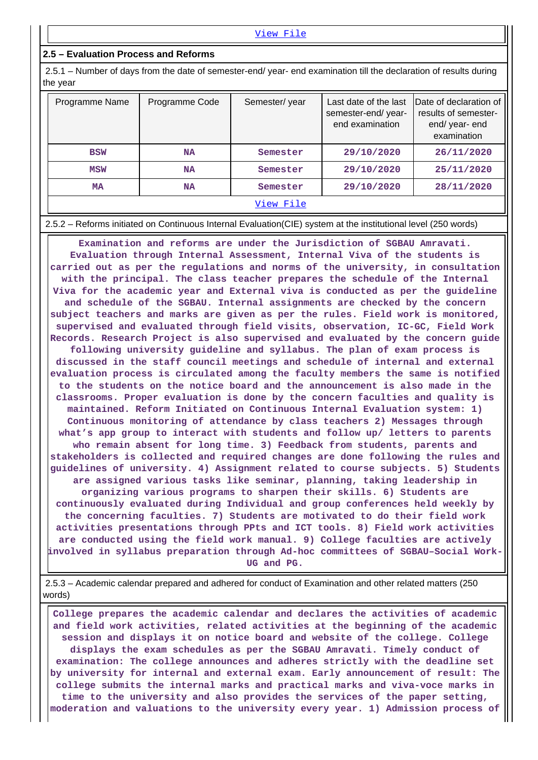View File

## 2.5 – Evaluation Process and Reforms

2.5.1 – Number of days from the date of semester-end/ year- end examination till the declaration of results during the year

| Programme Name | Programme Code | Semester/ year | Last date of the last semester-end/ year- end examination | Date of declaration of results of semester- end/ year- end examination |
|---|---|---|---|---|
| BSW | NA | Semester | 29/10/2020 | 26/11/2020 |
| MSW | NA | Semester | 29/10/2020 | 25/11/2020 |
| MA | NA | Semester | 29/10/2020 | 28/11/2020 |

View File

2.5.2 – Reforms initiated on Continuous Internal Evaluation(CIE) system at the institutional level (250 words)

Examination and reforms are under the Jurisdiction of SGBAU Amravati. Evaluation through Internal Assessment, Internal Viva of the students is carried out as per the regulations and norms of the university, in consultation with the principal. The class teacher prepares the schedule of the Internal Viva for the academic year and External viva is conducted as per the guideline and schedule of the SGBAU. Internal assignments are checked by the concern subject teachers and marks are given as per the rules. Field work is monitored, supervised and evaluated through field visits, observation, IC-GC, Field Work Records. Research Project is also supervised and evaluated by the concern guide following university guideline and syllabus. The plan of exam process is discussed in the staff council meetings and schedule of internal and external evaluation process is circulated among the faculty members the same is notified to the students on the notice board and the announcement is also made in the classrooms. Proper evaluation is done by the concern faculties and quality is maintained. Reform Initiated on Continuous Internal Evaluation system: 1) Continuous monitoring of attendance by class teachers 2) Messages through what's app group to interact with students and follow up/ letters to parents who remain absent for long time. 3) Feedback from students, parents and stakeholders is collected and required changes are done following the rules and guidelines of university. 4) Assignment related to course subjects. 5) Students are assigned various tasks like seminar, planning, taking leadership in organizing various programs to sharpen their skills. 6) Students are continuously evaluated during Individual and group conferences held weekly by the concerning faculties. 7) Students are motivated to do their field work activities presentations through PPts and ICT tools. 8) Field work activities are conducted using the field work manual. 9) College faculties are actively involved in syllabus preparation through Ad-hoc committees of SGBAU–Social Work- UG and PG.

2.5.3 – Academic calendar prepared and adhered for conduct of Examination and other related matters (250 words)

College prepares the academic calendar and declares the activities of academic and field work activities, related activities at the beginning of the academic session and displays it on notice board and website of the college. College displays the exam schedules as per the SGBAU Amravati. Timely conduct of examination: The college announces and adheres strictly with the deadline set by university for internal and external exam. Early announcement of result: The college submits the internal marks and practical marks and viva-voce marks in time to the university and also provides the services of the paper setting, moderation and valuations to the university every year. 1) Admission process of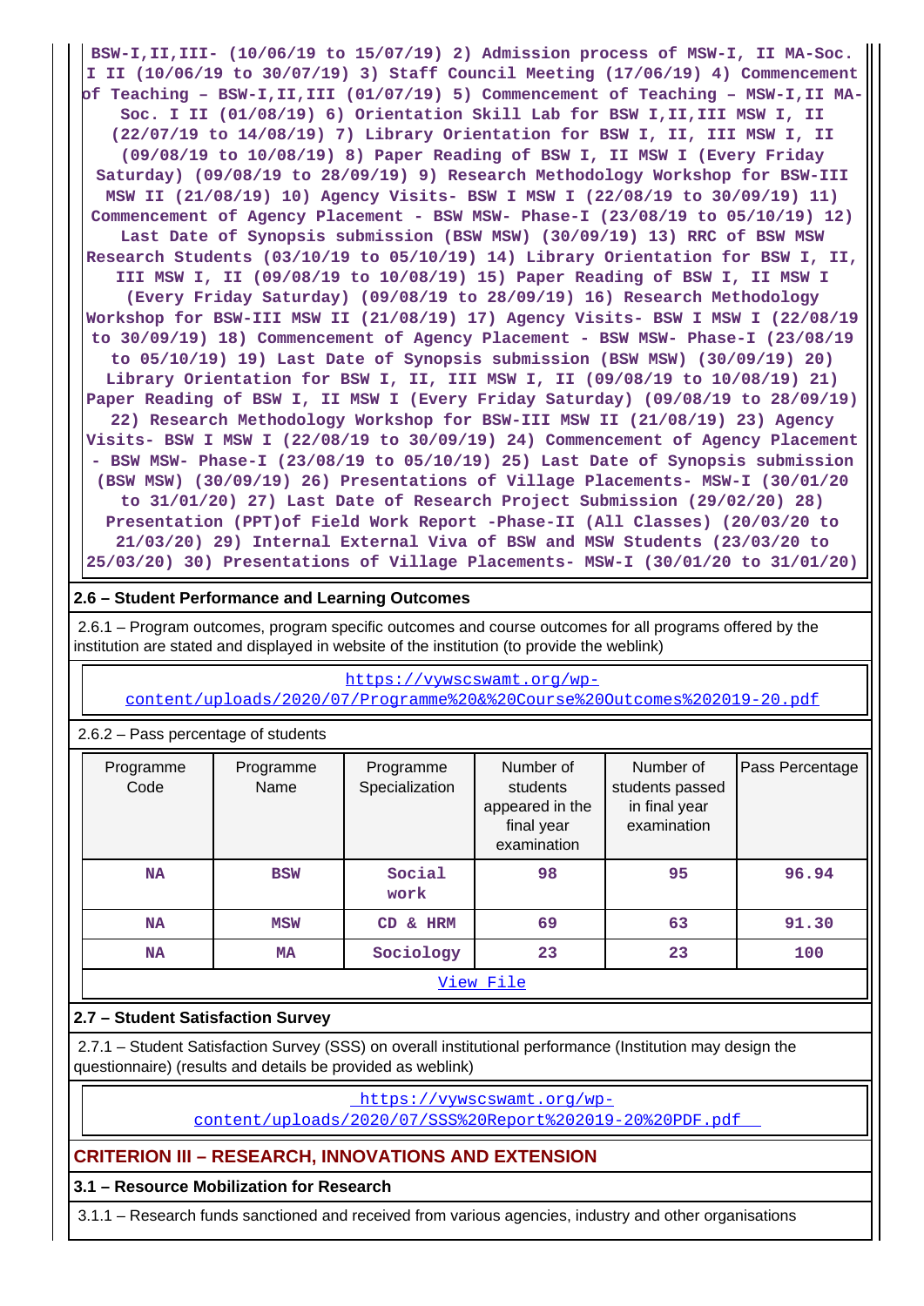BSW-I,II,III- (10/06/19 to 15/07/19) 2) Admission process of MSW-I, II MA-Soc. I II (10/06/19 to 30/07/19) 3) Staff Council Meeting (17/06/19) 4) Commencement of Teaching – BSW-I,II,III (01/07/19) 5) Commencement of Teaching – MSW-I,II MA-Soc. I II (01/08/19) 6) Orientation Skill Lab for BSW I,II,III MSW I, II (22/07/19 to 14/08/19) 7) Library Orientation for BSW I, II, III MSW I, II (09/08/19 to 10/08/19) 8) Paper Reading of BSW I, II MSW I (Every Friday Saturday) (09/08/19 to 28/09/19) 9) Research Methodology Workshop for BSW-III MSW II (21/08/19) 10) Agency Visits- BSW I MSW I (22/08/19 to 30/09/19) 11) Commencement of Agency Placement - BSW MSW- Phase-I (23/08/19 to 05/10/19) 12) Last Date of Synopsis submission (BSW MSW) (30/09/19) 13) RRC of BSW MSW Research Students (03/10/19 to 05/10/19) 14) Library Orientation for BSW I, II, III MSW I, II (09/08/19 to 10/08/19) 15) Paper Reading of BSW I, II MSW I (Every Friday Saturday) (09/08/19 to 28/09/19) 16) Research Methodology Workshop for BSW-III MSW II (21/08/19) 17) Agency Visits- BSW I MSW I (22/08/19 to 30/09/19) 18) Commencement of Agency Placement - BSW MSW- Phase-I (23/08/19 to 05/10/19) 19) Last Date of Synopsis submission (BSW MSW) (30/09/19) 20) Library Orientation for BSW I, II, III MSW I, II (09/08/19 to 10/08/19) 21) Paper Reading of BSW I, II MSW I (Every Friday Saturday) (09/08/19 to 28/09/19) 22) Research Methodology Workshop for BSW-III MSW II (21/08/19) 23) Agency Visits- BSW I MSW I (22/08/19 to 30/09/19) 24) Commencement of Agency Placement - BSW MSW- Phase-I (23/08/19 to 05/10/19) 25) Last Date of Synopsis submission (BSW MSW) (30/09/19) 26) Presentations of Village Placements- MSW-I (30/01/20 to 31/01/20) 27) Last Date of Research Project Submission (29/02/20) 28) Presentation (PPT)of Field Work Report -Phase-II (All Classes) (20/03/20 to 21/03/20) 29) Internal External Viva of BSW and MSW Students (23/03/20 to 25/03/20) 30) Presentations of Village Placements- MSW-I (30/01/20 to 31/01/20)

## 2.6 – Student Performance and Learning Outcomes

2.6.1 – Program outcomes, program specific outcomes and course outcomes for all programs offered by the institution are stated and displayed in website of the institution (to provide the weblink)

https://vywscswamt.org/wp-content/uploads/2020/07/Programme%20&%20Course%20Outcomes%202019-20.pdf

2.6.2 – Pass percentage of students

| Programme Code | Programme Name | Programme Specialization | Number of students appeared in the final year examination | Number of students passed in final year examination | Pass Percentage |
|---|---|---|---|---|---|
| NA | BSW | Social work | 98 | 95 | 96.94 |
| NA | MSW | CD & HRM | 69 | 63 | 91.30 |
| NA | MA | Sociology | 23 | 23 | 100 |

View File

## 2.7 – Student Satisfaction Survey

2.7.1 – Student Satisfaction Survey (SSS) on overall institutional performance (Institution may design the questionnaire) (results and details be provided as weblink)

https://vywscswamt.org/wp-content/uploads/2020/07/SSS%20Report%202019-20%20PDF.pdf

# CRITERION III – RESEARCH, INNOVATIONS AND EXTENSION

## 3.1 – Resource Mobilization for Research

3.1.1 – Research funds sanctioned and received from various agencies, industry and other organisations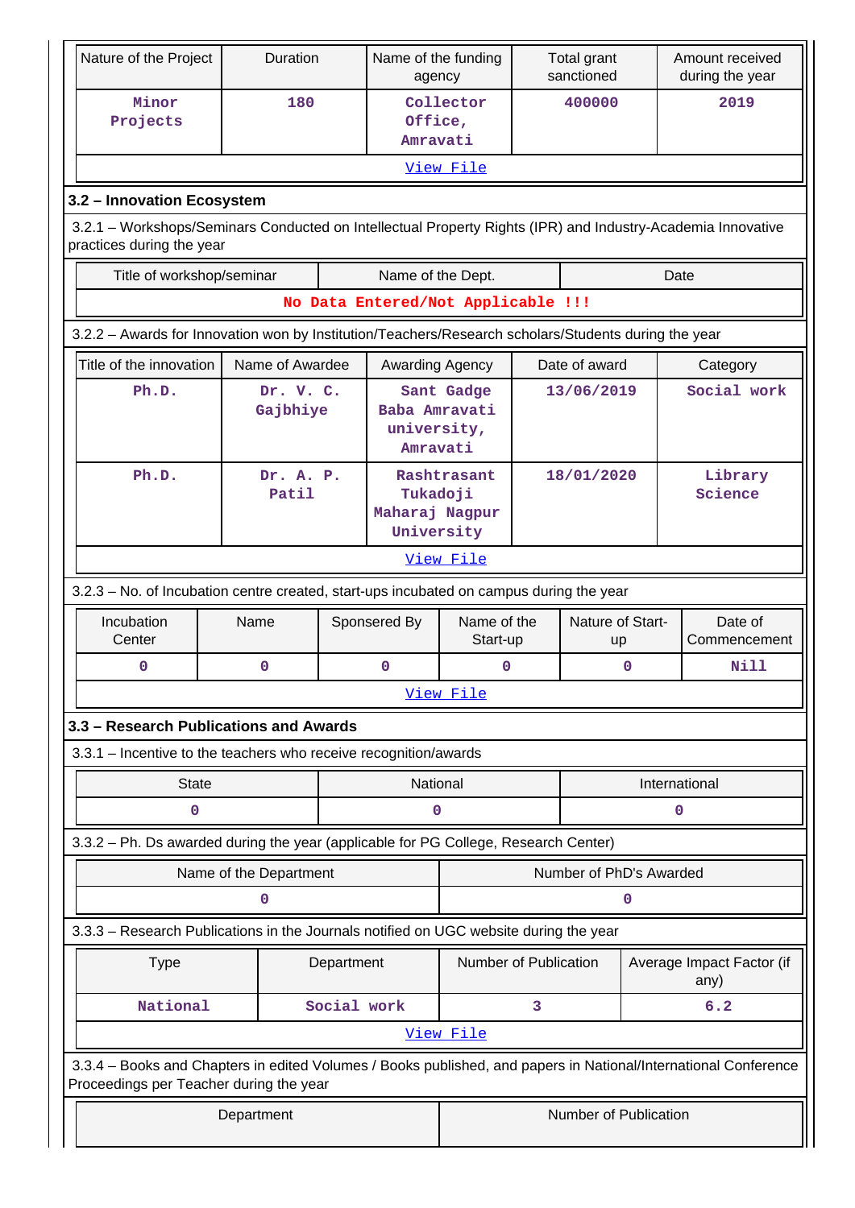| Nature of the Project | Duration | Name of the funding agency | Total grant sanctioned | Amount received during the year |
|---|---|---|---|---|
| Minor Projects | 180 | Collector Office, Amravati | 400000 | 2019 |
| View File | | | | |

### 3.2 – Innovation Ecosystem

3.2.1 – Workshops/Seminars Conducted on Intellectual Property Rights (IPR) and Industry-Academia Innovative practices during the year

| Title of workshop/seminar | Name of the Dept. | Date |
|---|---|---|
| No Data Entered/Not Applicable !!! | | |

3.2.2 – Awards for Innovation won by Institution/Teachers/Research scholars/Students during the year

| Title of the innovation | Name of Awardee | Awarding Agency | Date of award | Category |
|---|---|---|---|---|
| Ph.D. | Dr. V. C. Gajbhiye | Sant Gadge Baba Amravati university, Amravati | 13/06/2019 | Social work |
| Ph.D. | Dr. A. P. Patil | Rashtrasant Tukadoji Maharaj Nagpur University | 18/01/2020 | Library Science |
| View File | | | | |

3.2.3 – No. of Incubation centre created, start-ups incubated on campus during the year

| Incubation Center | Name | Sponsered By | Name of the Start-up | Nature of Start-up | Date of Commencement |
|---|---|---|---|---|---|
| 0 | 0 | 0 | 0 | 0 | Nill |
| View File | | | | | |

### 3.3 – Research Publications and Awards

3.3.1 – Incentive to the teachers who receive recognition/awards

| State | National | International |
|---|---|---|
| 0 | 0 | 0 |

3.3.2 – Ph. Ds awarded during the year (applicable for PG College, Research Center)

| Name of the Department | Number of PhD's Awarded |
|---|---|
| 0 | 0 |

3.3.3 – Research Publications in the Journals notified on UGC website during the year

| Type | Department | Number of Publication | Average Impact Factor (if any) |
|---|---|---|---|
| National | Social work | 3 | 6.2 |
| View File | | | |

3.3.4 – Books and Chapters in edited Volumes / Books published, and papers in National/International Conference Proceedings per Teacher during the year

| Department | Number of Publication |
|---|---|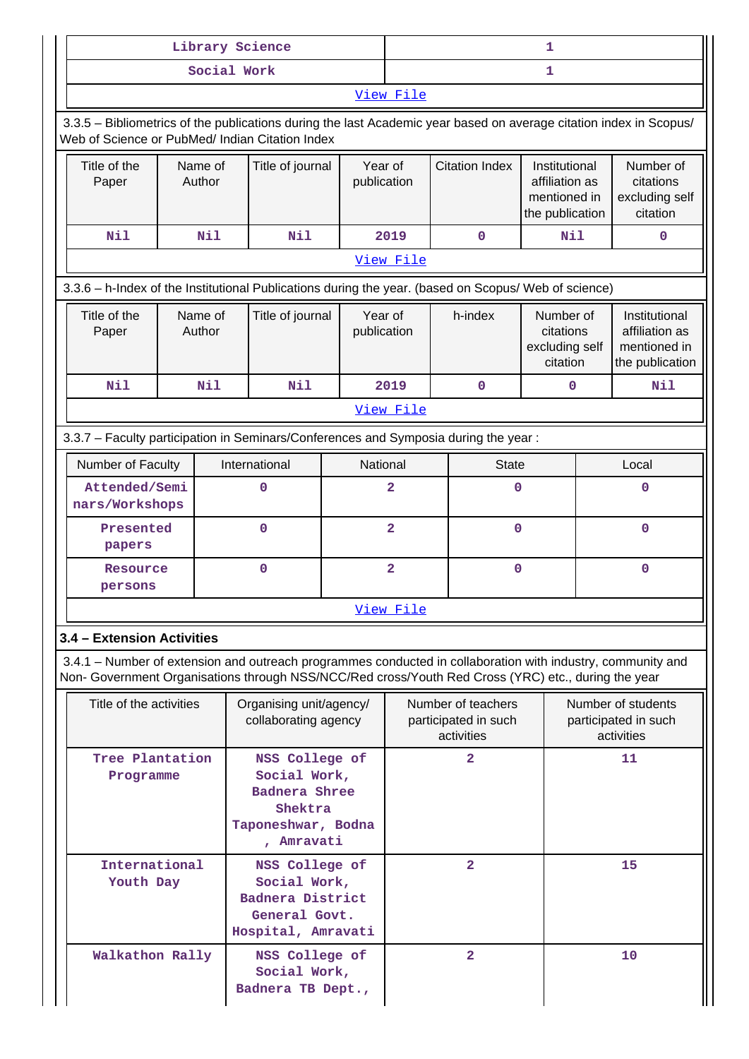| Library Science | 1 |
|---|---|
| Social Work | 1 |

View File

3.3.5 – Bibliometrics of the publications during the last Academic year based on average citation index in Scopus/ Web of Science or PubMed/ Indian Citation Index

| Title of the Paper | Name of Author | Title of journal | Year of publication | Citation Index | Institutional affiliation as mentioned in the publication | Number of citations excluding self citation |
|---|---|---|---|---|---|---|
| Nil | Nil | Nil | 2019 | 0 | Nil | 0 |

View File

3.3.6 – h-Index of the Institutional Publications during the year. (based on Scopus/ Web of science)

| Title of the Paper | Name of Author | Title of journal | Year of publication | h-index | Number of citations excluding self citation | Institutional affiliation as mentioned in the publication |
|---|---|---|---|---|---|---|
| Nil | Nil | Nil | 2019 | 0 | 0 | Nil |

View File

3.3.7 – Faculty participation in Seminars/Conferences and Symposia during the year :

| Number of Faculty | International | National | State | Local |
|---|---|---|---|---|
| Attended/Seminars/Workshops | 0 | 2 | 0 | 0 |
| Presented papers | 0 | 2 | 0 | 0 |
| Resource persons | 0 | 2 | 0 | 0 |

View File

### 3.4 – Extension Activities

3.4.1 – Number of extension and outreach programmes conducted in collaboration with industry, community and Non- Government Organisations through NSS/NCC/Red cross/Youth Red Cross (YRC) etc., during the year

| Title of the activities | Organising unit/agency/ collaborating agency | Number of teachers participated in such activities | Number of students participated in such activities |
|---|---|---|---|
| Tree Plantation Programme | NSS College of Social Work, Badnera Shree Shektra Taponeshwar, Bodna , Amravati | 2 | 11 |
| International Youth Day | NSS College of Social Work, Badnera District General Govt. Hospital, Amravati | 2 | 15 |
| Walkathon Rally | NSS College of Social Work, Badnera TB Dept., | 2 | 10 |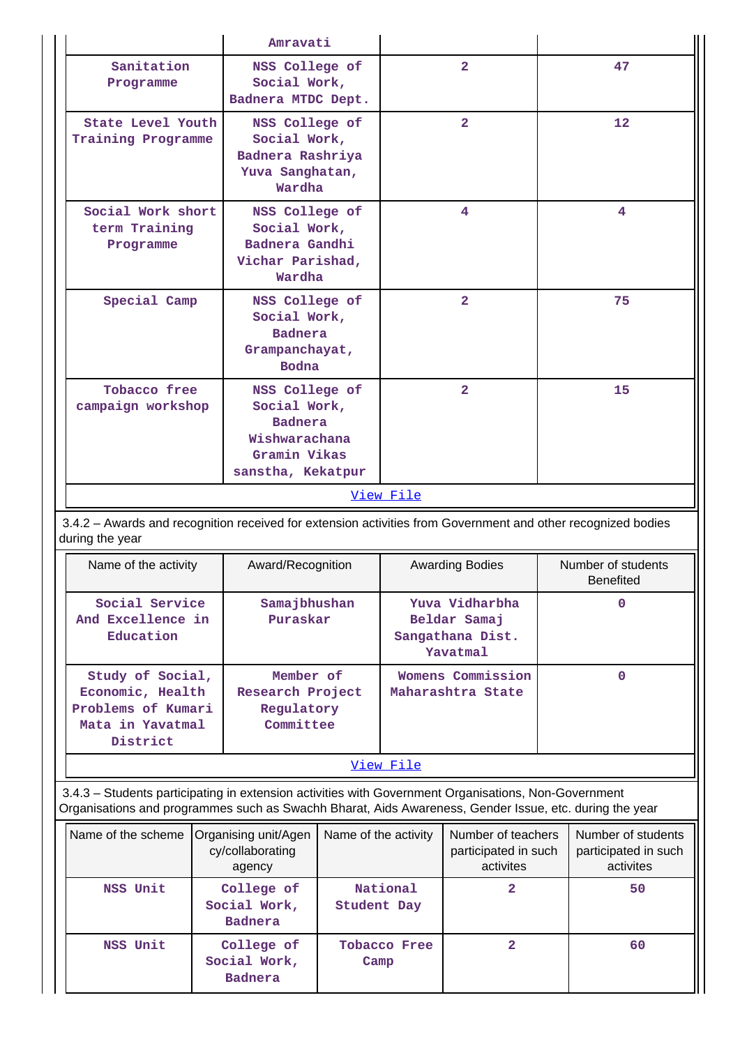| | Amravati | | |
|---|---|---|---|
| Sanitation Programme | NSS College of Social Work, Badnera MTDC Dept. | 2 | 47 |
| State Level Youth Training Programme | NSS College of Social Work, Badnera Rashriya Yuva Sanghatan, Wardha | 2 | 12 |
| Social Work short term Training Programme | NSS College of Social Work, Badnera Gandhi Vichar Parishad, Wardha | 4 | 4 |
| Special Camp | NSS College of Social Work, Badnera Grampanchayat, Bodna | 2 | 75 |
| Tobacco free campaign workshop | NSS College of Social Work, Badnera Wishwarachana Gramin Vikas sanstha, Kekatpur | 2 | 15 |

View File

3.4.2 – Awards and recognition received for extension activities from Government and other recognized bodies during the year

| Name of the activity | Award/Recognition | Awarding Bodies | Number of students Benefited |
|---|---|---|---|
| Social Service And Excellence in Education | Samajbhushan Puraskar | Yuva Vidharbha Beldar Samaj Sangathana Dist. Yavatmal | 0 |
| Study of Social, Economic, Health Problems of Kumari Mata in Yavatmal District | Member of Research Project Regulatory Committee | Womens Commission Maharashtra State | 0 |

View File

3.4.3 – Students participating in extension activities with Government Organisations, Non-Government Organisations and programmes such as Swachh Bharat, Aids Awareness, Gender Issue, etc. during the year

| Name of the scheme | Organising unit/Agency/collaborating agency | Name of the activity | Number of teachers participated in such activites | Number of students participated in such activites |
|---|---|---|---|---|
| NSS Unit | College of Social Work, Badnera | National Student Day | 2 | 50 |
| NSS Unit | College of Social Work, Badnera | Tobacco Free Camp | 2 | 60 |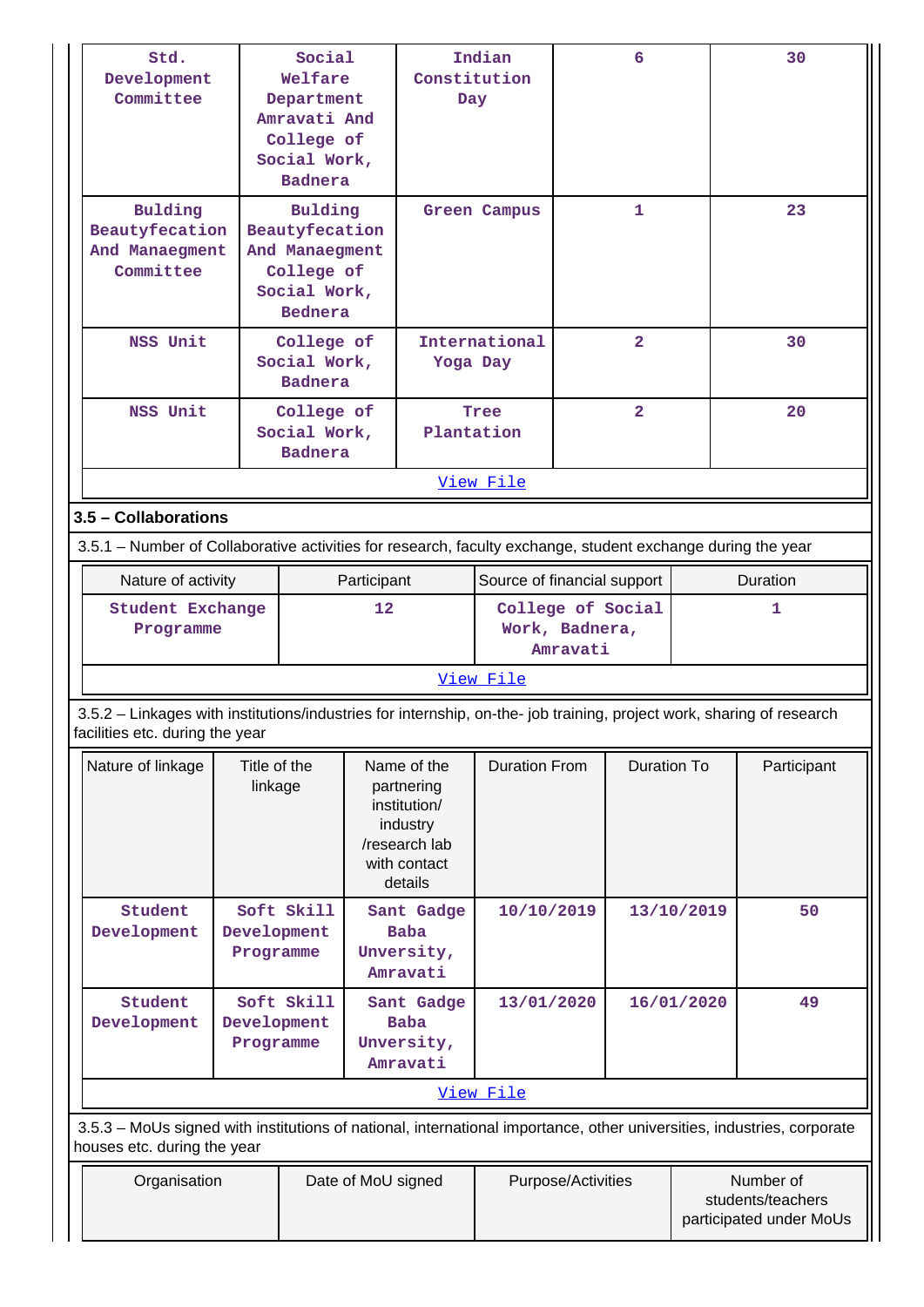| Std. Development Committee | Social Welfare Department Amravati And College of Social Work, Badnera | Indian Constitution Day | 6 | 30 |
|---|---|---|---|---|
| Bulding Beautyfecation And Manaegment Committee | Bulding Beautyfecation And Manaegment College of Social Work, Bednera | Green Campus | 1 | 23 |
| NSS Unit | College of Social Work, Badnera | International Yoga Day | 2 | 30 |
| NSS Unit | College of Social Work, Badnera | Tree Plantation | 2 | 20 |
| View File | | | | |

### 3.5 – Collaborations

3.5.1 – Number of Collaborative activities for research, faculty exchange, student exchange during the year

| Nature of activity | Participant | Source of financial support | Duration |
|---|---|---|---|
| Student Exchange Programme | 12 | College of Social Work, Badnera, Amravati | 1 |
| View File | | | |

3.5.2 – Linkages with institutions/industries for internship, on-the- job training, project work, sharing of research facilities etc. during the year

| Nature of linkage | Title of the linkage | Name of the partnering institution/ industry /research lab with contact details | Duration From | Duration To | Participant |
|---|---|---|---|---|---|
| Student Development | Soft Skill Development Programme | Sant Gadge Baba Unversity, Amravati | 10/10/2019 | 13/10/2019 | 50 |
| Student Development | Soft Skill Development Programme | Sant Gadge Baba Unversity, Amravati | 13/01/2020 | 16/01/2020 | 49 |
| View File | | | | | |

3.5.3 – MoUs signed with institutions of national, international importance, other universities, industries, corporate houses etc. during the year

| Organisation | Date of MoU signed | Purpose/Activities | Number of students/teachers participated under MoUs |
|---|---|---|---|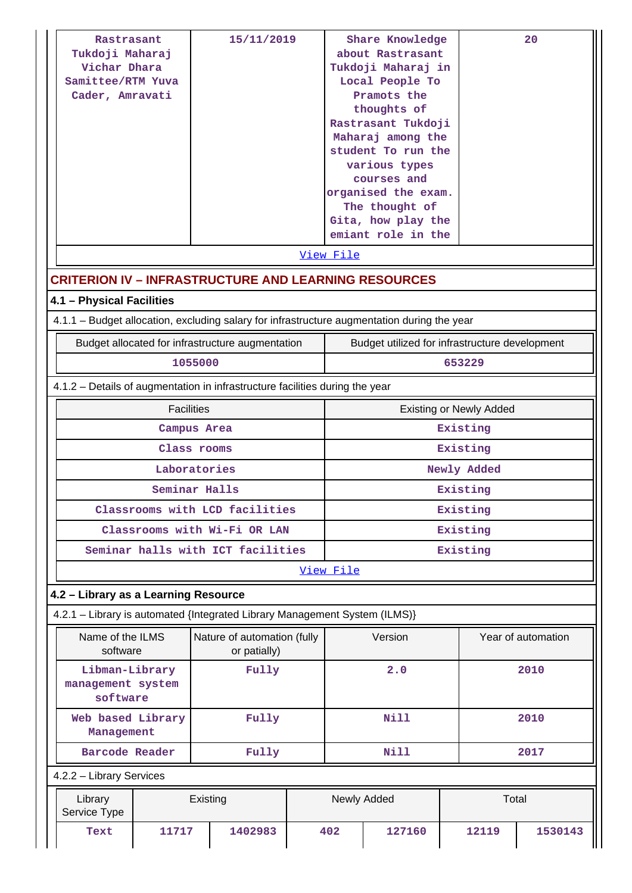| | | | |
|---|---|---|---|
| Rastrasant Tukdoji Maharaj Vichar Dhara Samittee/RTM Yuva Cader, Amravati | 15/11/2019 | Share Knowledge about Rastrasant Tukdoji Maharaj in Local People To Pramots the thoughts of Rastrasant Tukdoji Maharaj among the student To run the various types courses and organised the exam. The thought of Gita, how play the emiant role in the | 20 |

View File

## CRITERION IV – INFRASTRUCTURE AND LEARNING RESOURCES

### 4.1 – Physical Facilities

4.1.1 – Budget allocation, excluding salary for infrastructure augmentation during the year

| Budget allocated for infrastructure augmentation | Budget utilized for infrastructure development |
|---|---|
| 1055000 | 653229 |

4.1.2 – Details of augmentation in infrastructure facilities during the year

| Facilities | Existing or Newly Added |
|---|---|
| Campus Area | Existing |
| Class rooms | Existing |
| Laboratories | Newly Added |
| Seminar Halls | Existing |
| Classrooms with LCD facilities | Existing |
| Classrooms with Wi-Fi OR LAN | Existing |
| Seminar halls with ICT facilities | Existing |

View File

### 4.2 – Library as a Learning Resource

4.2.1 – Library is automated {Integrated Library Management System (ILMS)}

| Name of the ILMS software | Nature of automation (fully or patially) | Version | Year of automation |
|---|---|---|---|
| Libman-Library management system software | Fully | 2.0 | 2010 |
| Web based Library Management | Fully | Nill | 2010 |
| Barcode Reader | Fully | Nill | 2017 |

4.2.2 – Library Services

| Library Service Type | Existing | | Newly Added | | Total | |
|---|---|---|---|---|---|---|
| Text | 11717 | 1402983 | 402 | 127160 | 12119 | 1530143 |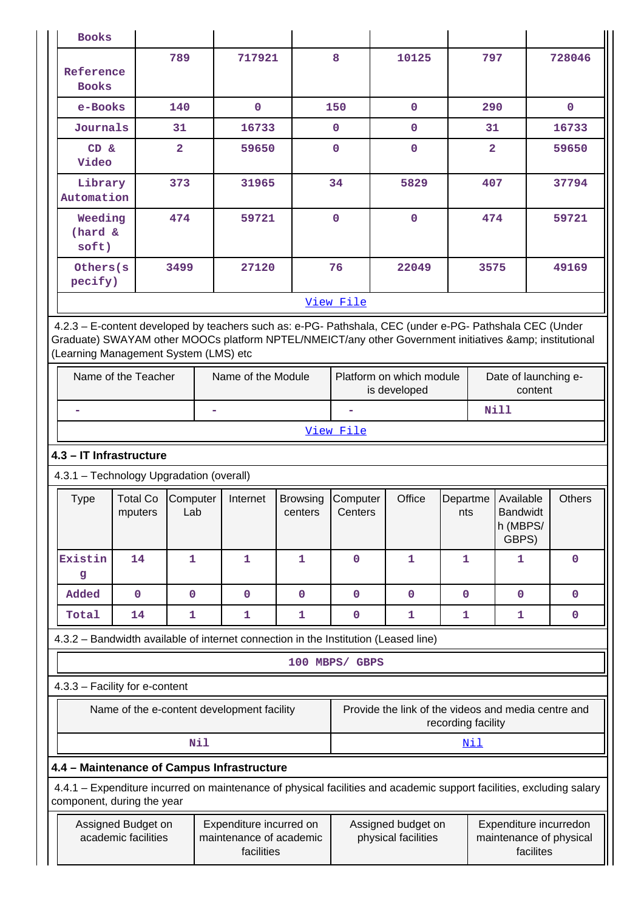| Books | | | | | | |
|---|---|---|---|---|---|---|
| Reference Books | 789 | 717921 | 8 | 10125 | 797 | 728046 |
| e-Books | 140 | 0 | 150 | 0 | 290 | 0 |
| Journals | 31 | 16733 | 0 | 0 | 31 | 16733 |
| CD & Video | 2 | 59650 | 0 | 0 | 2 | 59650 |
| Library Automation | 373 | 31965 | 34 | 5829 | 407 | 37794 |
| Weeding (hard & soft) | 474 | 59721 | 0 | 0 | 474 | 59721 |
| Others(specify) | 3499 | 27120 | 76 | 22049 | 3575 | 49169 |

View File

4.2.3 – E-content developed by teachers such as: e-PG- Pathshala, CEC (under e-PG- Pathshala CEC (Under Graduate) SWAYAM other MOOCs platform NPTEL/NMEICT/any other Government initiatives &amp; institutional (Learning Management System (LMS) etc

| Name of the Teacher | Name of the Module | Platform on which module is developed | Date of launching e-content |
|---|---|---|---|
| - | - | - | Nill |

View File

## 4.3 – IT Infrastructure

4.3.1 – Technology Upgradation (overall)

| Type | Total Computers | Computer Lab | Internet | Browsing centers | Computer Centers | Office | Departments | Available Bandwidth (MBPS/ GBPS) | Others |
|---|---|---|---|---|---|---|---|---|---|
| Existing | 14 | 1 | 1 | 1 | 0 | 1 | 1 | 1 | 0 |
| Added | 0 | 0 | 0 | 0 | 0 | 0 | 0 | 0 | 0 |
| Total | 14 | 1 | 1 | 1 | 0 | 1 | 1 | 1 | 0 |

4.3.2 – Bandwidth available of internet connection in the Institution (Leased line)

100 MBPS/ GBPS

4.3.3 – Facility for e-content

| Name of the e-content development facility | Provide the link of the videos and media centre and recording facility |
|---|---|
| Nil | Nil |

## 4.4 – Maintenance of Campus Infrastructure

4.4.1 – Expenditure incurred on maintenance of physical facilities and academic support facilities, excluding salary component, during the year

| Assigned Budget on academic facilities | Expenditure incurred on maintenance of academic facilities | Assigned budget on physical facilities | Expenditure incurredon maintenance of physical facilites |
|---|---|---|---|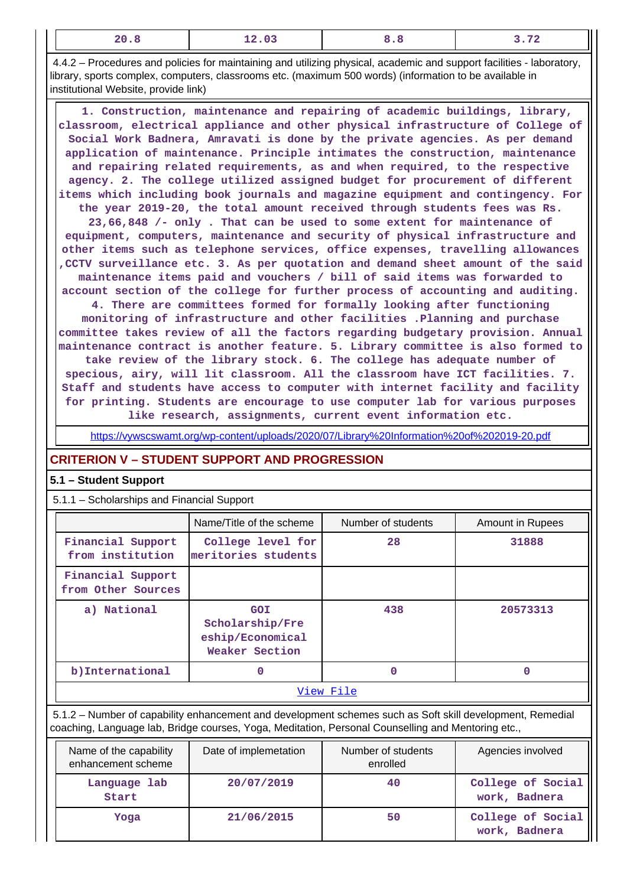| 20.8 | 12.03 | 8.8 | 3.72 |
|---|---|---|---|

4.4.2 – Procedures and policies for maintaining and utilizing physical, academic and support facilities - laboratory, library, sports complex, computers, classrooms etc. (maximum 500 words) (information to be available in institutional Website, provide link)

1. Construction, maintenance and repairing of academic buildings, library, classroom, electrical appliance and other physical infrastructure of College of Social Work Badnera, Amravati is done by the private agencies. As per demand application of maintenance. Principle intimates the construction, maintenance and repairing related requirements, as and when required, to the respective agency. 2. The college utilized assigned budget for procurement of different items which including book journals and magazine equipment and contingency. For the year 2019-20, the total amount received through students fees was Rs. 23,66,848 /- only . That can be used to some extent for maintenance of equipment, computers, maintenance and security of physical infrastructure and other items such as telephone services, office expenses, travelling allowances ,CCTV surveillance etc. 3. As per quotation and demand sheet amount of the said maintenance items paid and vouchers / bill of said items was forwarded to account section of the college for further process of accounting and auditing. 4. There are committees formed for formally looking after functioning monitoring of infrastructure and other facilities .Planning and purchase committee takes review of all the factors regarding budgetary provision. Annual maintenance contract is another feature. 5. Library committee is also formed to take review of the library stock. 6. The college has adequate number of specious, airy, will lit classroom. All the classroom have ICT facilities. 7. Staff and students have access to computer with internet facility and facility for printing. Students are encourage to use computer lab for various purposes like research, assignments, current event information etc.

https://vywscswamt.org/wp-content/uploads/2020/07/Library%20Information%20of%202019-20.pdf

## CRITERION V – STUDENT SUPPORT AND PROGRESSION

### 5.1 – Student Support

5.1.1 – Scholarships and Financial Support

| | Name/Title of the scheme | Number of students | Amount in Rupees |
|---|---|---|---|
| Financial Support from institution | College level for meritories students | 28 | 31888 |
| Financial Support from Other Sources | | | |
| a) National | GOI Scholarship/Freeship/Economical Weaker Section | 438 | 20573313 |
| b)International | 0 | 0 | 0 |
| View File | | | |

5.1.2 – Number of capability enhancement and development schemes such as Soft skill development, Remedial coaching, Language lab, Bridge courses, Yoga, Meditation, Personal Counselling and Mentoring etc.,

| Name of the capability enhancement scheme | Date of implemetation | Number of students enrolled | Agencies involved |
|---|---|---|---|
| Language lab Start | 20/07/2019 | 40 | College of Social work, Badnera |
| Yoga | 21/06/2015 | 50 | College of Social work, Badnera |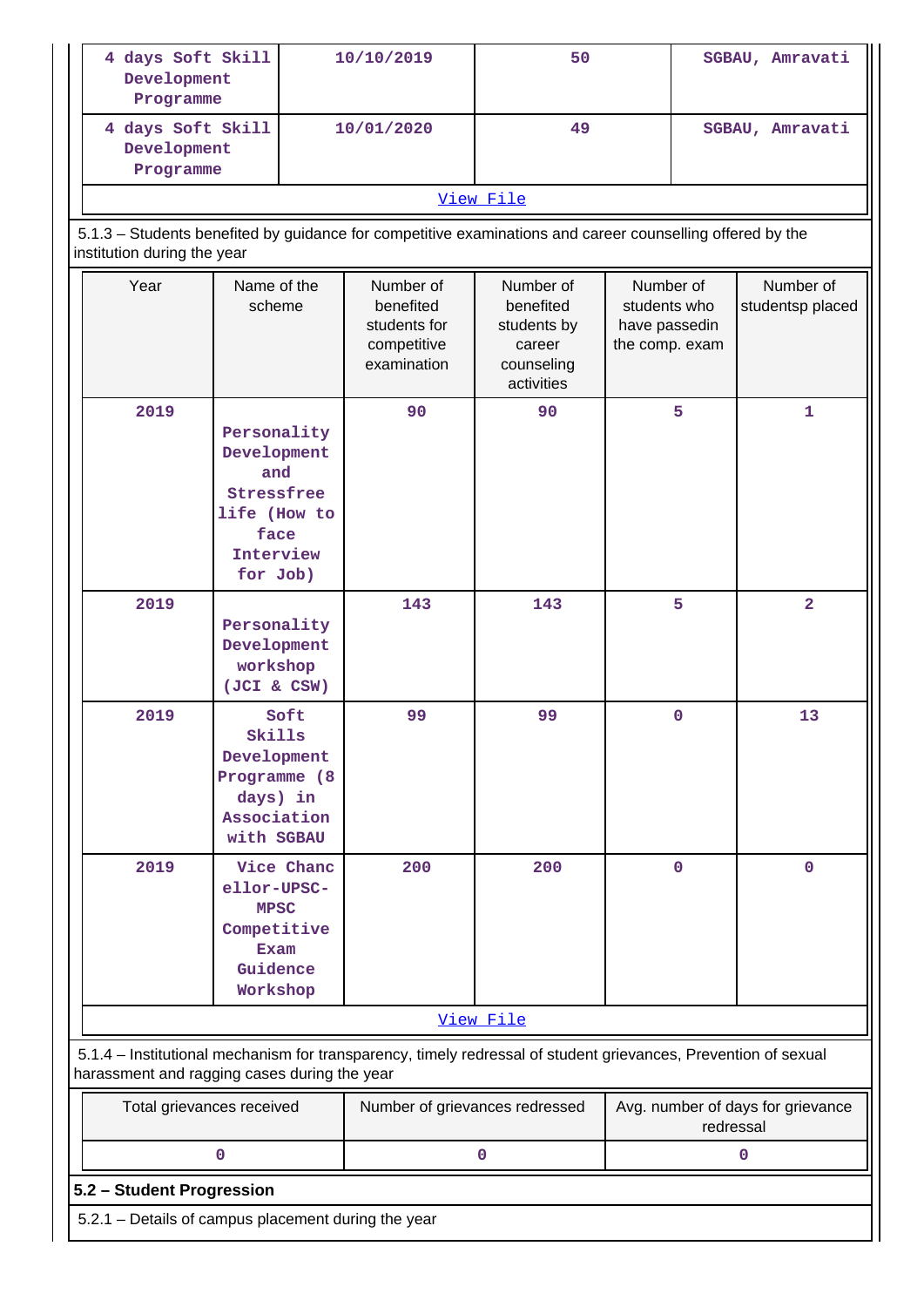| 4 days Soft Skill Development Programme | 10/10/2019 | 50 | SGBAU, Amravati |
|---|---|---|---|
| 4 days Soft Skill Development Programme | 10/01/2020 | 49 | SGBAU, Amravati |
| View File | | | |

5.1.3 – Students benefited by guidance for competitive examinations and career counselling offered by the institution during the year

| Year | Name of the scheme | Number of benefited students for competitive examination | Number of benefited students by career counseling activities | Number of students who have passedin the comp. exam | Number of studentsp placed |
|---|---|---|---|---|---|
| 2019 | Personality Development and Stressfree life (How to face Interview for Job) | 90 | 90 | 5 | 1 |
| 2019 | Personality Development workshop (JCI & CSW) | 143 | 143 | 5 | 2 |
| 2019 | Soft Skills Development Programme (8 days) in Association with SGBAU | 99 | 99 | 0 | 13 |
| 2019 | Vice Chancellor-UPSC-MPSC Competitive Exam Guidence Workshop | 200 | 200 | 0 | 0 |
| View File | | | | | |

5.1.4 – Institutional mechanism for transparency, timely redressal of student grievances, Prevention of sexual harassment and ragging cases during the year

| Total grievances received | Number of grievances redressed | Avg. number of days for grievance redressal |
|---|---|---|
| 0 | 0 | 0 |

**5.2 – Student Progression**

5.2.1 – Details of campus placement during the year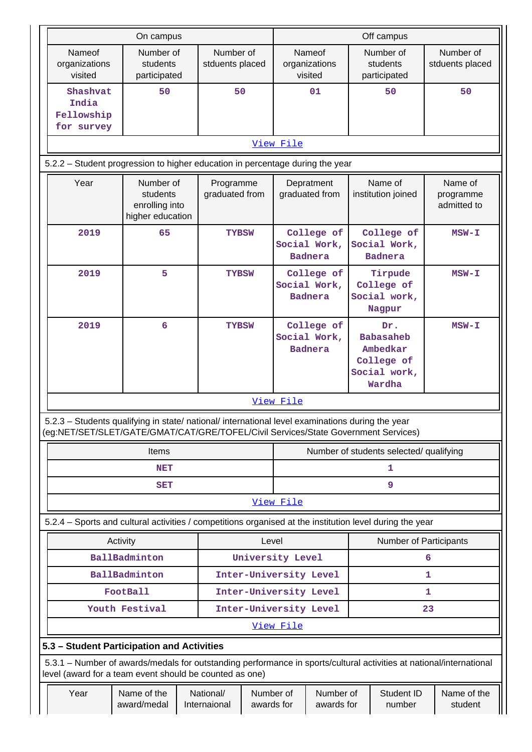| On campus | | | Off campus | | |
|---|---|---|---|---|---|
| Nameof organizations visited | Number of students participated | Number of stduents placed | Nameof organizations visited | Number of students participated | Number of stduents placed |
| Shashvat India Fellowship for survey | 50 | 50 | 01 | 50 | 50 |

View File

5.2.2 – Student progression to higher education in percentage during the year

| Year | Number of students enrolling into higher education | Programme graduated from | Depratment graduated from | Name of institution joined | Name of programme admitted to |
|---|---|---|---|---|---|
| 2019 | 65 | TYBSW | College of Social Work, Badnera | College of Social Work, Badnera | MSW-I |
| 2019 | 5 | TYBSW | College of Social Work, Badnera | Tirpude College of Social work, Nagpur | MSW-I |
| 2019 | 6 | TYBSW | College of Social Work, Badnera | Dr. Babasaheb Ambedkar College of Social work, Wardha | MSW-I |

View File

5.2.3 – Students qualifying in state/ national/ international level examinations during the year (eg:NET/SET/SLET/GATE/GMAT/CAT/GRE/TOFEL/Civil Services/State Government Services)

| Items | Number of students selected/ qualifying |
|---|---|
| NET | 1 |
| SET | 9 |

View File

5.2.4 – Sports and cultural activities / competitions organised at the institution level during the year

| Activity | Level | Number of Participants |
|---|---|---|
| BallBadminton | University Level | 6 |
| BallBadminton | Inter-University Level | 1 |
| FootBall | Inter-University Level | 1 |
| Youth Festival | Inter-University Level | 23 |

View File

## 5.3 – Student Participation and Activities

5.3.1 – Number of awards/medals for outstanding performance in sports/cultural activities at national/international level (award for a team event should be counted as one)

| Year | Name of the award/medal | National/ Internaional | Number of awards for | Number of awards for | Student ID number | Name of the student |
|---|---|---|---|---|---|---|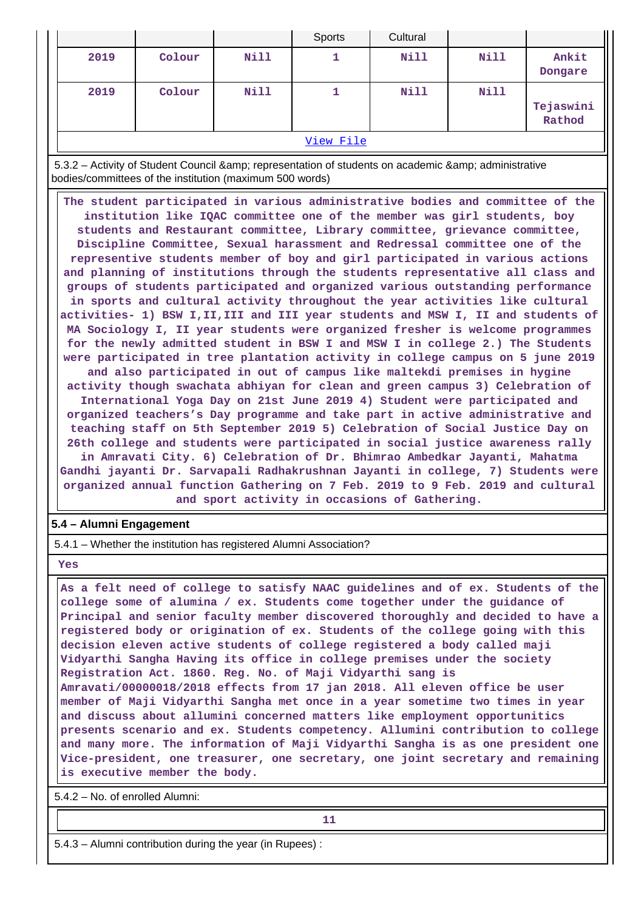| | | | Sports | Cultural | | |
|---|---|---|---|---|---|---|
| 2019 | Colour | Nill | 1 | Nill | Nill | Ankit Dongare |
| 2019 | Colour | Nill | 1 | Nill | Nill | Tejaswini Rathod |

View File

5.3.2 – Activity of Student Council &amp; representation of students on academic &amp; administrative bodies/committees of the institution (maximum 500 words)

The student participated in various administrative bodies and committee of the institution like IQAC committee one of the member was girl students, boy students and Restaurant committee, Library committee, grievance committee, Discipline Committee, Sexual harassment and Redressal committee one of the representive students member of boy and girl participated in various actions and planning of institutions through the students representative all class and groups of students participated and organized various outstanding performance in sports and cultural activity throughout the year activities like cultural activities- 1) BSW I,II,III and III year students and MSW I, II and students of MA Sociology I, II year students were organized fresher is welcome programmes for the newly admitted student in BSW I and MSW I in college 2.) The Students were participated in tree plantation activity in college campus on 5 june 2019 and also participated in out of campus like maltekdi premises in hygine activity though swachata abhiyan for clean and green campus 3) Celebration of International Yoga Day on 21st June 2019 4) Student were participated and organized teachers’s Day programme and take part in active administrative and teaching staff on 5th September 2019 5) Celebration of Social Justice Day on 26th college and students were participated in social justice awareness rally in Amravati City. 6) Celebration of Dr. Bhimrao Ambedkar Jayanti, Mahatma Gandhi jayanti Dr. Sarvapali Radhakrushnan Jayanti in college, 7) Students were organized annual function Gathering on 7 Feb. 2019 to 9 Feb. 2019 and cultural and sport activity in occasions of Gathering.

**5.4 – Alumni Engagement**

5.4.1 – Whether the institution has registered Alumni Association?

Yes

As a felt need of college to satisfy NAAC guidelines and of ex. Students of the college some of alumina / ex. Students come together under the guidance of Principal and senior faculty member discovered thoroughly and decided to have a registered body or origination of ex. Students of the college going with this decision eleven active students of college registered a body called maji Vidyarthi Sangha Having its office in college premises under the society Registration Act. 1860. Reg. No. of Maji Vidyarthi sang is Amravati/00000018/2018 effects from 17 jan 2018. All eleven office be user member of Maji Vidyarthi Sangha met once in a year sometime two times in year and discuss about allumini concerned matters like employment opportunitics presents scenario and ex. Students competency. Allumini contribution to college and many more. The information of Maji Vidyarthi Sangha is as one president one Vice-president, one treasurer, one secretary, one joint secretary and remaining is executive member the body.

5.4.2 – No. of enrolled Alumni:

11

5.4.3 – Alumni contribution during the year (in Rupees) :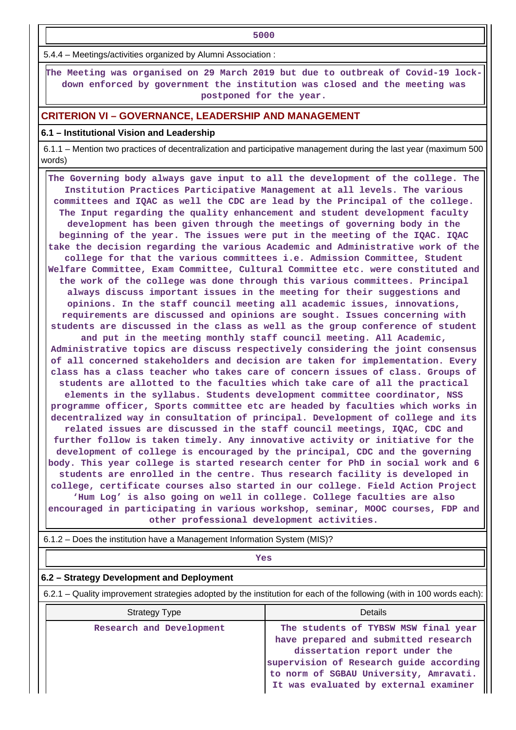5000

5.4.4 – Meetings/activities organized by Alumni Association :

The Meeting was organised on 29 March 2019 but due to outbreak of Covid-19 lock-down enforced by government the institution was closed and the meeting was postponed for the year.

## CRITERION VI – GOVERNANCE, LEADERSHIP AND MANAGEMENT

### 6.1 – Institutional Vision and Leadership

6.1.1 – Mention two practices of decentralization and participative management during the last year (maximum 500 words)

The Governing body always gave input to all the development of the college. The Institution Practices Participative Management at all levels. The various committees and IQAC as well the CDC are lead by the Principal of the college. The Input regarding the quality enhancement and student development faculty development has been given through the meetings of governing body in the beginning of the year. The issues were put in the meeting of the IQAC. IQAC take the decision regarding the various Academic and Administrative work of the college for that the various committees i.e. Admission Committee, Student Welfare Committee, Exam Committee, Cultural Committee etc. were constituted and the work of the college was done through this various committees. Principal always discuss important issues in the meeting for their suggestions and opinions. In the staff council meeting all academic issues, innovations, requirements are discussed and opinions are sought. Issues concerning with students are discussed in the class as well as the group conference of student and put in the meeting monthly staff council meeting. All Academic, Administrative topics are discuss respectively considering the joint consensus of all concerned stakeholders and decision are taken for implementation. Every class has a class teacher who takes care of concern issues of class. Groups of students are allotted to the faculties which take care of all the practical elements in the syllabus. Students development committee coordinator, NSS programme officer, Sports committee etc are headed by faculties which works in decentralized way in consultation of principal. Development of college and its related issues are discussed in the staff council meetings, IQAC, CDC and further follow is taken timely. Any innovative activity or initiative for the development of college is encouraged by the principal, CDC and the governing body. This year college is started research center for PhD in social work and 6 students are enrolled in the centre. Thus research facility is developed in college, certificate courses also started in our college. Field Action Project ‘Hum Log’ is also going on well in college. College faculties are also encouraged in participating in various workshop, seminar, MOOC courses, FDP and other professional development activities.

6.1.2 – Does the institution have a Management Information System (MIS)?

Yes

### 6.2 – Strategy Development and Deployment

6.2.1 – Quality improvement strategies adopted by the institution for each of the following (with in 100 words each):

| Strategy Type | Details |
|---|---|
| Research and Development | The students of TYBSW MSW final year have prepared and submitted research dissertation report under the supervision of Research guide according to norm of SGBAU University, Amravati. It was evaluated by external examiner |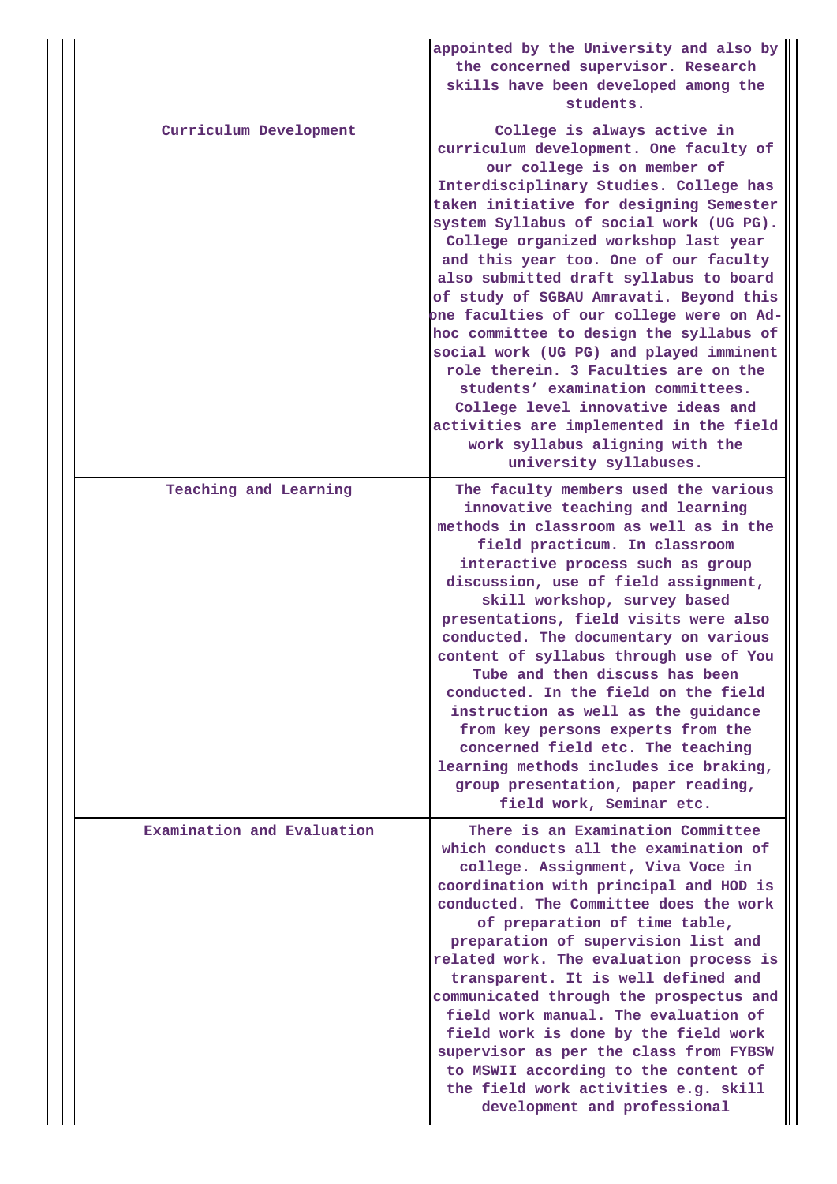|  |  |
|---|---|
|  | appointed by the University and also by the concerned supervisor. Research skills have been developed among the students. |
| Curriculum Development | College is always active in curriculum development. One faculty of our college is on member of Interdisciplinary Studies. College has taken initiative for designing Semester system Syllabus of social work (UG PG). College organized workshop last year and this year too. One of our faculty also submitted draft syllabus to board of study of SGBAU Amravati. Beyond this one faculties of our college were on Ad-hoc committee to design the syllabus of social work (UG PG) and played imminent role therein. 3 Faculties are on the students' examination committees. College level innovative ideas and activities are implemented in the field work syllabus aligning with the university syllabuses. |
| Teaching and Learning | The faculty members used the various innovative teaching and learning methods in classroom as well as in the field practicum. In classroom interactive process such as group discussion, use of field assignment, skill workshop, survey based presentations, field visits were also conducted. The documentary on various content of syllabus through use of You Tube and then discuss has been conducted. In the field on the field instruction as well as the guidance from key persons experts from the concerned field etc. The teaching learning methods includes ice braking, group presentation, paper reading, field work, Seminar etc. |
| Examination and Evaluation | There is an Examination Committee which conducts all the examination of college. Assignment, Viva Voce in coordination with principal and HOD is conducted. The Committee does the work of preparation of time table, preparation of supervision list and related work. The evaluation process is transparent. It is well defined and communicated through the prospectus and field work manual. The evaluation of field work is done by the field work supervisor as per the class from FYBSW to MSWII according to the content of the field work activities e.g. skill development and professional |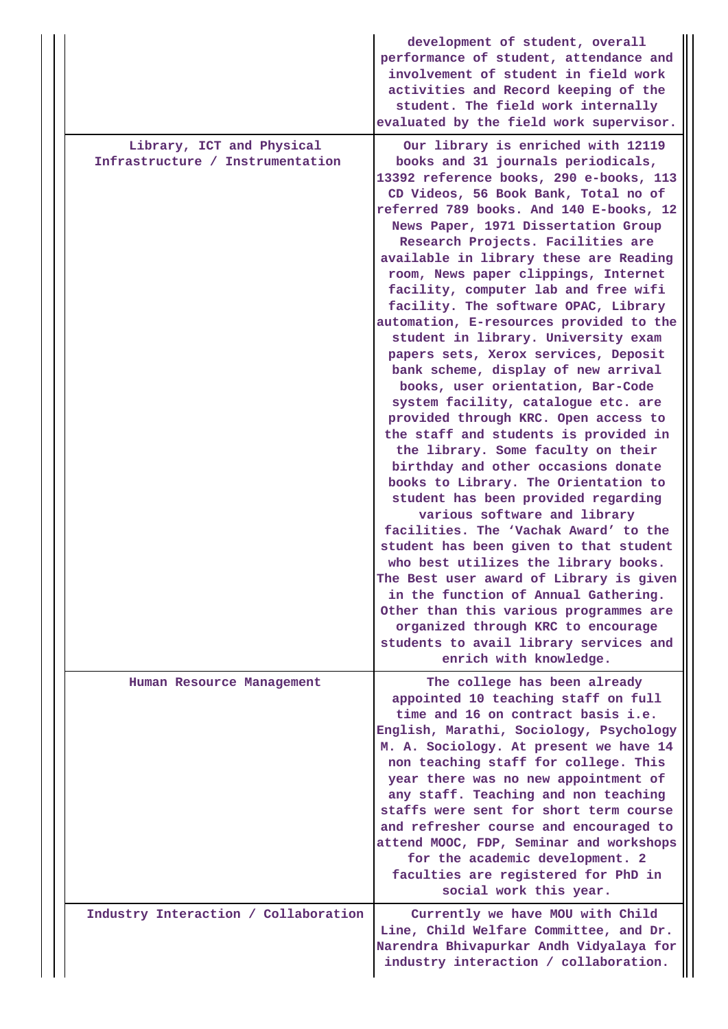| | |
|---|---|
| | development of student, overall performance of student, attendance and involvement of student in field work activities and Record keeping of the student. The field work internally evaluated by the field work supervisor. |
| Library, ICT and Physical Infrastructure / Instrumentation | Our library is enriched with 12119 books and 31 journals periodicals, 13392 reference books, 290 e-books, 113 CD Videos, 56 Book Bank, Total no of referred 789 books. And 140 E-books, 12 News Paper, 1971 Dissertation Group Research Projects. Facilities are available in library these are Reading room, News paper clippings, Internet facility, computer lab and free wifi facility. The software OPAC, Library automation, E-resources provided to the student in library. University exam papers sets, Xerox services, Deposit bank scheme, display of new arrival books, user orientation, Bar-Code system facility, catalogue etc. are provided through KRC. Open access to the staff and students is provided in the library. Some faculty on their birthday and other occasions donate books to Library. The Orientation to student has been provided regarding various software and library facilities. The 'Vachak Award' to the student has been given to that student who best utilizes the library books. The Best user award of Library is given in the function of Annual Gathering. Other than this various programmes are organized through KRC to encourage students to avail library services and enrich with knowledge. |
| Human Resource Management | The college has been already appointed 10 teaching staff on full time and 16 on contract basis i.e. English, Marathi, Sociology, Psychology M. A. Sociology. At present we have 14 non teaching staff for college. This year there was no new appointment of any staff. Teaching and non teaching staffs were sent for short term course and refresher course and encouraged to attend MOOC, FDP, Seminar and workshops for the academic development. 2 faculties are registered for PhD in social work this year. |
| Industry Interaction / Collaboration | Currently we have MOU with Child Line, Child Welfare Committee, and Dr. Narendra Bhivapurkar Andh Vidyalaya for industry interaction / collaboration. |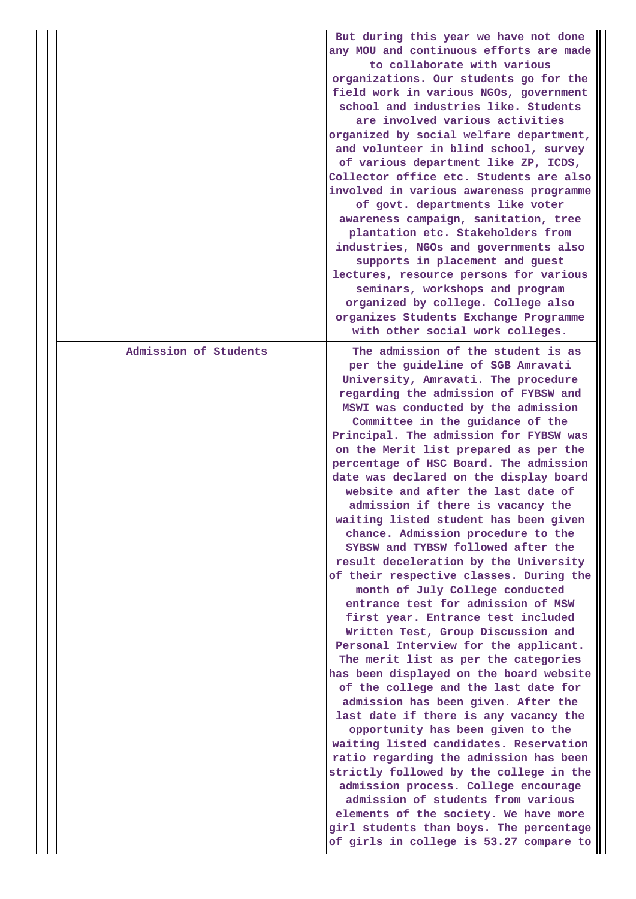|  |  |
| --- | --- |
|  | But during this year we have not done any MOU and continuous efforts are made to collaborate with various organizations. Our students go for the field work in various NGOs, government school and industries like. Students are involved various activities organized by social welfare department, and volunteer in blind school, survey of various department like ZP, ICDS, Collector office etc. Students are also involved in various awareness programme of govt. departments like voter awareness campaign, sanitation, tree plantation etc. Stakeholders from industries, NGOs and governments also supports in placement and guest lectures, resource persons for various seminars, workshops and program organized by college. College also organizes Students Exchange Programme with other social work colleges. |
| Admission of Students | The admission of the student is as per the guideline of SGB Amravati University, Amravati. The procedure regarding the admission of FYBSW and MSWI was conducted by the admission Committee in the guidance of the Principal. The admission for FYBSW was on the Merit list prepared as per the percentage of HSC Board. The admission date was declared on the display board website and after the last date of admission if there is vacancy the waiting listed student has been given chance. Admission procedure to the SYBSW and TYBSW followed after the result deceleration by the University of their respective classes. During the month of July College conducted entrance test for admission of MSW first year. Entrance test included Written Test, Group Discussion and Personal Interview for the applicant. The merit list as per the categories has been displayed on the board website of the college and the last date for admission has been given. After the last date if there is any vacancy the opportunity has been given to the waiting listed candidates. Reservation ratio regarding the admission has been strictly followed by the college in the admission process. College encourage admission of students from various elements of the society. We have more girl students than boys. The percentage of girls in college is 53.27 compare to |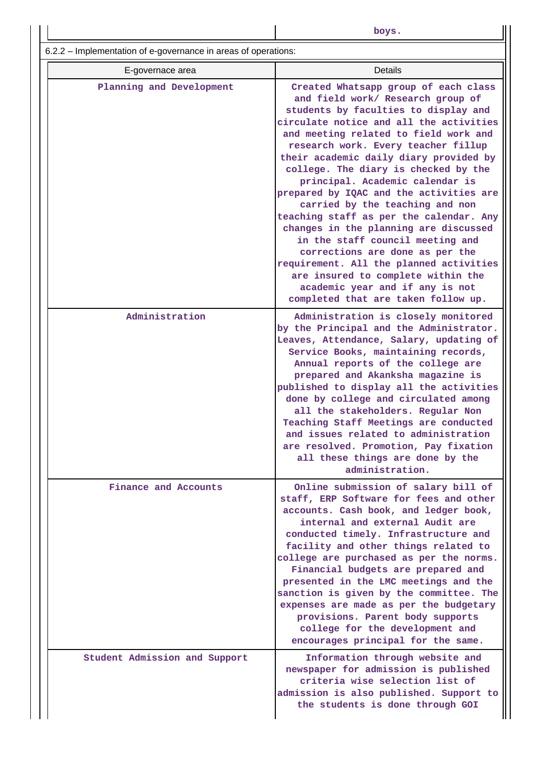| | boys. |
|---|---|

6.2.2 – Implementation of e-governance in areas of operations:

| E-governace area | Details |
|---|---|
| Planning and Development | Created Whatsapp group of each class and field work/ Research group of students by faculties to display and circulate notice and all the activities and meeting related to field work and research work. Every teacher fillup their academic daily diary provided by college. The diary is checked by the principal. Academic calendar is prepared by IQAC and the activities are carried by the teaching and non teaching staff as per the calendar. Any changes in the planning are discussed in the staff council meeting and corrections are done as per the requirement. All the planned activities are insured to complete within the academic year and if any is not completed that are taken follow up. |
| Administration | Administration is closely monitored by the Principal and the Administrator. Leaves, Attendance, Salary, updating of Service Books, maintaining records, Annual reports of the college are prepared and Akanksha magazine is published to display all the activities done by college and circulated among all the stakeholders. Regular Non Teaching Staff Meetings are conducted and issues related to administration are resolved. Promotion, Pay fixation all these things are done by the administration. |
| Finance and Accounts | Online submission of salary bill of staff, ERP Software for fees and other accounts. Cash book, and ledger book, internal and external Audit are conducted timely. Infrastructure and facility and other things related to college are purchased as per the norms. Financial budgets are prepared and presented in the LMC meetings and the sanction is given by the committee. The expenses are made as per the budgetary provisions. Parent body supports college for the development and encourages principal for the same. |
| Student Admission and Support | Information through website and newspaper for admission is published criteria wise selection list of admission is also published. Support to the students is done through GOI |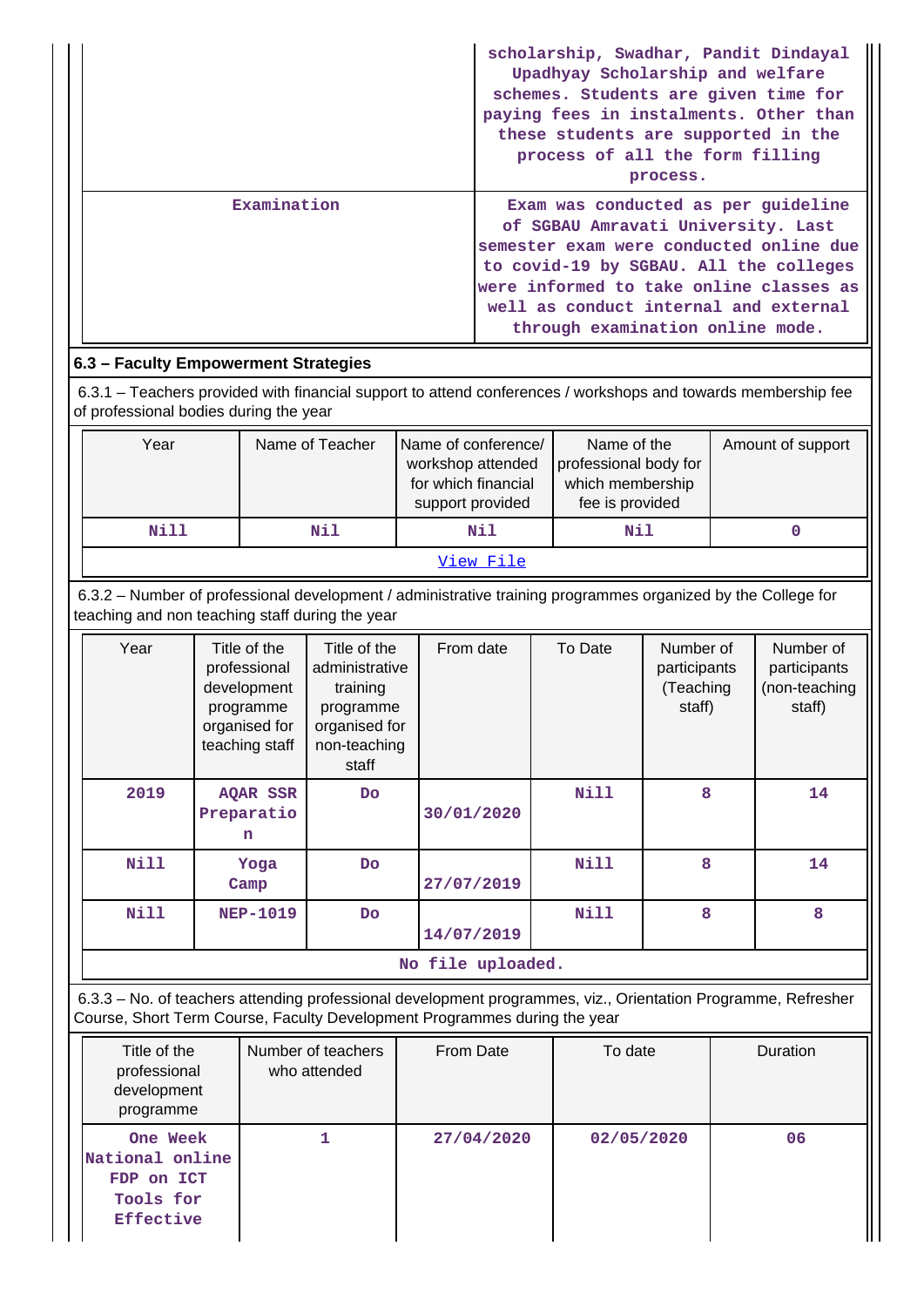| | |
|---|---|
| | scholarship, Swadhar, Pandit Dindayal Upadhyay Scholarship and welfare schemes. Students are given time for paying fees in instalments. Other than these students are supported in the process of all the form filling process. |
| Examination | Exam was conducted as per guideline of SGBAU Amravati University. Last semester exam were conducted online due to covid-19 by SGBAU. All the colleges were informed to take online classes as well as conduct internal and external through examination online mode. |

## 6.3 – Faculty Empowerment Strategies

6.3.1 – Teachers provided with financial support to attend conferences / workshops and towards membership fee of professional bodies during the year

| Year | Name of Teacher | Name of conference/ workshop attended for which financial support provided | Name of the professional body for which membership fee is provided | Amount of support |
|---|---|---|---|---|
| Nill | Nil | Nil | Nil | 0 |
| View File | | | | |

6.3.2 – Number of professional development / administrative training programmes organized by the College for teaching and non teaching staff during the year

| Year | Title of the professional development programme organised for teaching staff | Title of the administrative training programme organised for non-teaching staff | From date | To Date | Number of participants (Teaching staff) | Number of participants (non-teaching staff) |
|---|---|---|---|---|---|---|
| 2019 | AQAR SSR Preparation | Do | 30/01/2020 | Nill | 8 | 14 |
| Nill | Yoga Camp | Do | 27/07/2019 | Nill | 8 | 14 |
| Nill | NEP-1019 | Do | 14/07/2019 | Nill | 8 | 8 |
| No file uploaded. | | | | | | |

6.3.3 – No. of teachers attending professional development programmes, viz., Orientation Programme, Refresher Course, Short Term Course, Faculty Development Programmes during the year

| Title of the professional development programme | Number of teachers who attended | From Date | To date | Duration |
|---|---|---|---|---|
| One Week National online FDP on ICT Tools for Effective | 1 | 27/04/2020 | 02/05/2020 | 06 |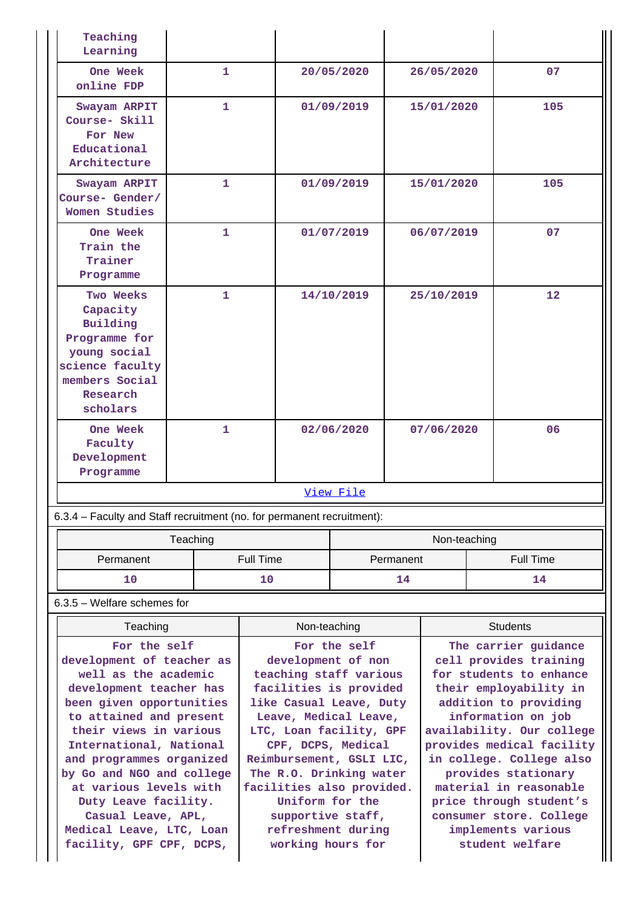| Teaching Learning | | | | |
|---|---|---|---|---|
| One Week online FDP | 1 | 20/05/2020 | 26/05/2020 | 07 |
| Swayam ARPIT Course- Skill For New Educational Architecture | 1 | 01/09/2019 | 15/01/2020 | 105 |
| Swayam ARPIT Course- Gender/ Women Studies | 1 | 01/09/2019 | 15/01/2020 | 105 |
| One Week Train the Trainer Programme | 1 | 01/07/2019 | 06/07/2019 | 07 |
| Two Weeks Capacity Building Programme for young social science faculty members Social Research scholars | 1 | 14/10/2019 | 25/10/2019 | 12 |
| One Week Faculty Development Programme | 1 | 02/06/2020 | 07/06/2020 | 06 |

View File

6.3.4 – Faculty and Staff recruitment (no. for permanent recruitment):

| Teaching | | Non-teaching | |
|---|---|---|---|
| Permanent | Full Time | Permanent | Full Time |
| 10 | 10 | 14 | 14 |

6.3.5 – Welfare schemes for

| Teaching | Non-teaching | Students |
|---|---|---|
| For the self development of teacher as well as the academic development teacher has been given opportunities to attained and present their views in various International, National and programmes organized by Go and NGO and college at various levels with Duty Leave facility. Casual Leave, APL, Medical Leave, LTC, Loan facility, GPF CPF, DCPS, | For the self development of non teaching staff various facilities is provided like Casual Leave, Duty Leave, Medical Leave, LTC, Loan facility, GPF CPF, DCPS, Medical Reimbursement, GSLI LIC, The R.O. Drinking water facilities also provided. Uniform for the supportive staff, refreshment during working hours for | The carrier guidance cell provides training for students to enhance their employability in addition to providing information on job availability. Our college provides medical facility in college. College also provides stationary material in reasonable price through student's consumer store. College implements various student welfare |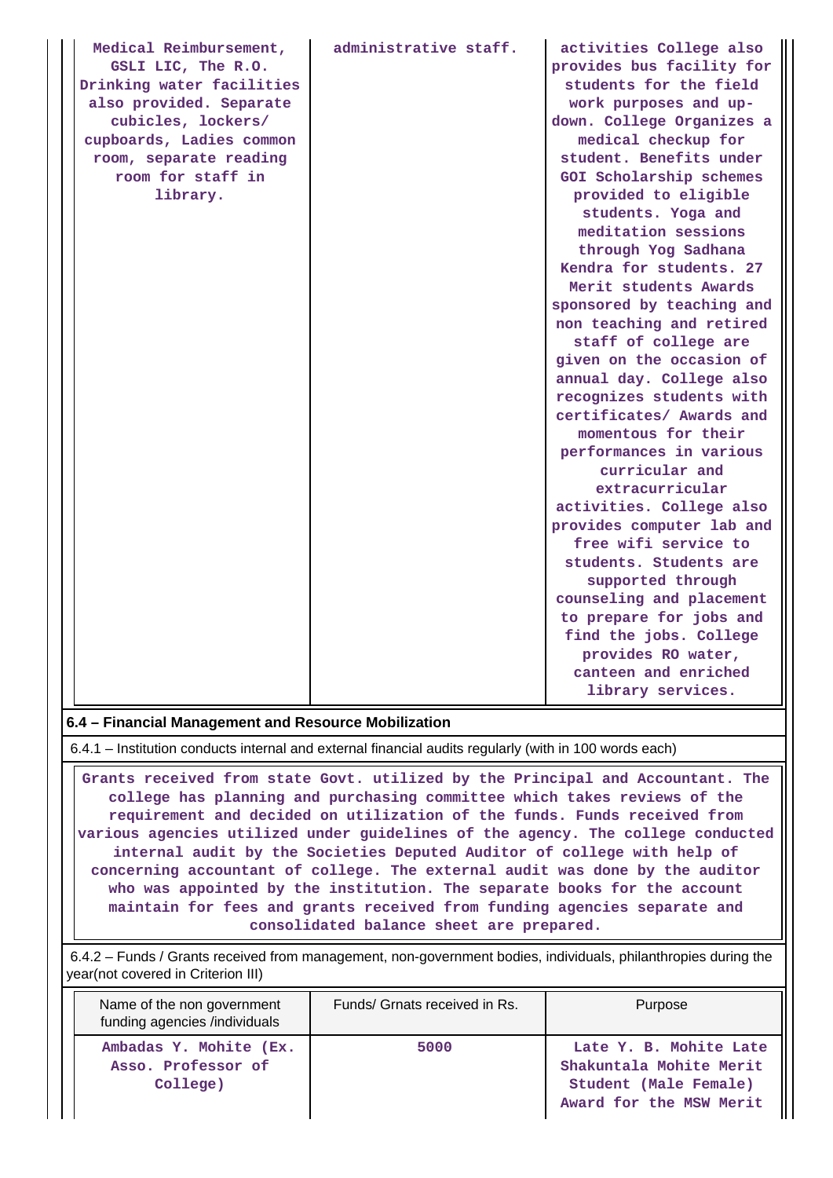| | | |
|---|---|---|
| Medical Reimbursement, GSLI LIC, The R.O. Drinking water facilities also provided. Separate cubicles, lockers/ cupboards, Ladies common room, separate reading room for staff in library. | administrative staff. | activities College also provides bus facility for students for the field work purposes and up-down. College Organizes a medical checkup for student. Benefits under GOI Scholarship schemes provided to eligible students. Yoga and meditation sessions through Yog Sadhana Kendra for students. 27 Merit students Awards sponsored by teaching and non teaching and retired staff of college are given on the occasion of annual day. College also recognizes students with certificates/ Awards and momentous for their performances in various curricular and extracurricular activities. College also provides computer lab and free wifi service to students. Students are supported through counseling and placement to prepare for jobs and find the jobs. College provides RO water, canteen and enriched library services. |

**6.4 – Financial Management and Resource Mobilization**

6.4.1 – Institution conducts internal and external financial audits regularly (with in 100 words each)

Grants received from state Govt. utilized by the Principal and Accountant. The college has planning and purchasing committee which takes reviews of the requirement and decided on utilization of the funds. Funds received from various agencies utilized under guidelines of the agency. The college conducted internal audit by the Societies Deputed Auditor of college with help of concerning accountant of college. The external audit was done by the auditor who was appointed by the institution. The separate books for the account maintain for fees and grants received from funding agencies separate and consolidated balance sheet are prepared.

6.4.2 – Funds / Grants received from management, non-government bodies, individuals, philanthropies during the year(not covered in Criterion III)

| Name of the non government funding agencies /individuals | Funds/ Grnats received in Rs. | Purpose |
|---|---|---|
| Ambadas Y. Mohite (Ex. Asso. Professor of College) | 5000 | Late Y. B. Mohite Late Shakuntala Mohite Merit Student (Male Female) Award for the MSW Merit |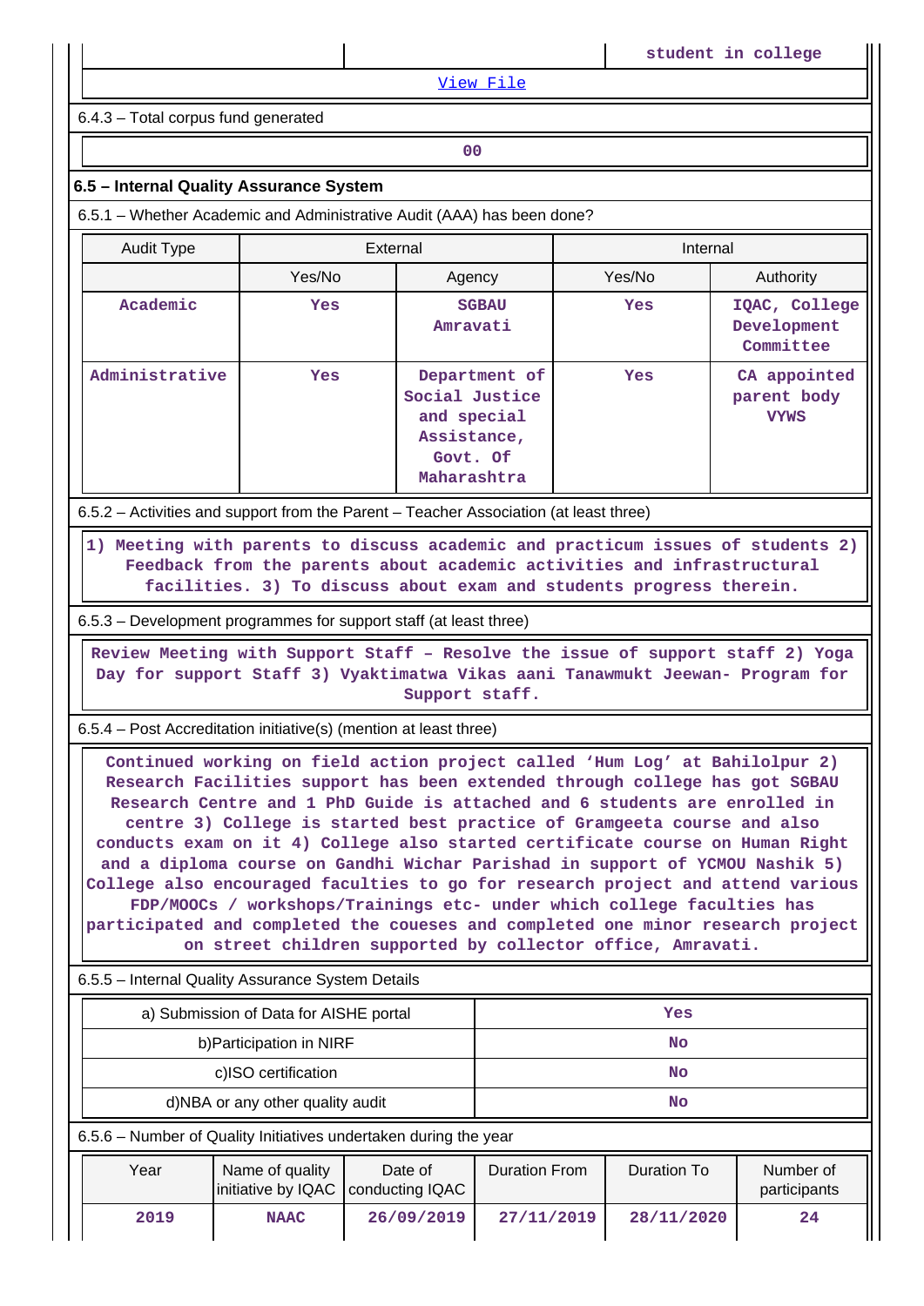| | | student in college |
|---|---|---|

[View File]

6.4.3 – Total corpus fund generated

| 00 |
|---|

## 6.5 – Internal Quality Assurance System

6.5.1 – Whether Academic and Administrative Audit (AAA) has been done?

| Audit Type | External | | Internal | |
|---|---|---|---|---|
| | Yes/No | Agency | Yes/No | Authority |
| Academic | Yes | SGBAU Amravati | Yes | IQAC, College Development Committee |
| Administrative | Yes | Department of Social Justice and special Assistance, Govt. Of Maharashtra | Yes | CA appointed parent body VYWS |

6.5.2 – Activities and support from the Parent – Teacher Association (at least three)

1) Meeting with parents to discuss academic and practicum issues of students 2) Feedback from the parents about academic activities and infrastructural facilities. 3) To discuss about exam and students progress therein.

6.5.3 – Development programmes for support staff (at least three)

Review Meeting with Support Staff – Resolve the issue of support staff 2) Yoga Day for support Staff 3) Vyaktimatwa Vikas aani Tanawmukt Jeewan- Program for Support staff.

6.5.4 – Post Accreditation initiative(s) (mention at least three)

Continued working on field action project called 'Hum Log' at Bahilolpur 2) Research Facilities support has been extended through college has got SGBAU Research Centre and 1 PhD Guide is attached and 6 students are enrolled in centre 3) College is started best practice of Gramgeeta course and also conducts exam on it 4) College also started certificate course on Human Right and a diploma course on Gandhi Wichar Parishad in support of YCMOU Nashik 5) College also encouraged faculties to go for research project and attend various FDP/MOOCs / workshops/Trainings etc- under which college faculties has participated and completed the coueses and completed one minor research project on street children supported by collector office, Amravati.

6.5.5 – Internal Quality Assurance System Details

| a) Submission of Data for AISHE portal | Yes |
|---|---|
| b)Participation in NIRF | No |
| c)ISO certification | No |
| d)NBA or any other quality audit | No |

6.5.6 – Number of Quality Initiatives undertaken during the year

| Year | Name of quality initiative by IQAC | Date of conducting IQAC | Duration From | Duration To | Number of participants |
|---|---|---|---|---|---|
| 2019 | NAAC | 26/09/2019 | 27/11/2019 | 28/11/2020 | 24 |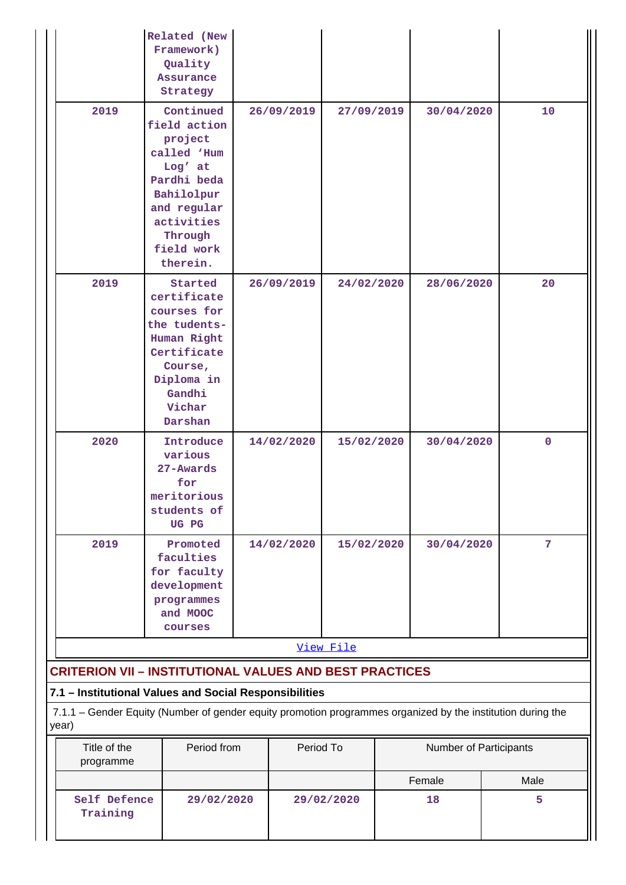| | Related (New Framework) Quality Assurance Strategy | | | | |
|---|---|---|---|---|---|
| 2019 | Continued field action project called 'Hum Log' at Pardhi beda Bahilolpur and regular activities Through field work therein. | 26/09/2019 | 27/09/2019 | 30/04/2020 | 10 |
| 2019 | Started certificate courses for the tudents-Human Right Certificate Course, Diploma in Gandhi Vichar Darshan | 26/09/2019 | 24/02/2020 | 28/06/2020 | 20 |
| 2020 | Introduce various 27-Awards for meritorious students of UG PG | 14/02/2020 | 15/02/2020 | 30/04/2020 | 0 |
| 2019 | Promoted faculties for faculty development programmes and MOOC courses | 14/02/2020 | 15/02/2020 | 30/04/2020 | 7 |

View File

## CRITERION VII – INSTITUTIONAL VALUES AND BEST PRACTICES

### 7.1 – Institutional Values and Social Responsibilities

7.1.1 – Gender Equity (Number of gender equity promotion programmes organized by the institution during the year)

| Title of the programme | Period from | Period To | Number of Participants | |
|---|---|---|---|---|
| | | | Female | Male |
| Self Defence Training | 29/02/2020 | 29/02/2020 | 18 | 5 |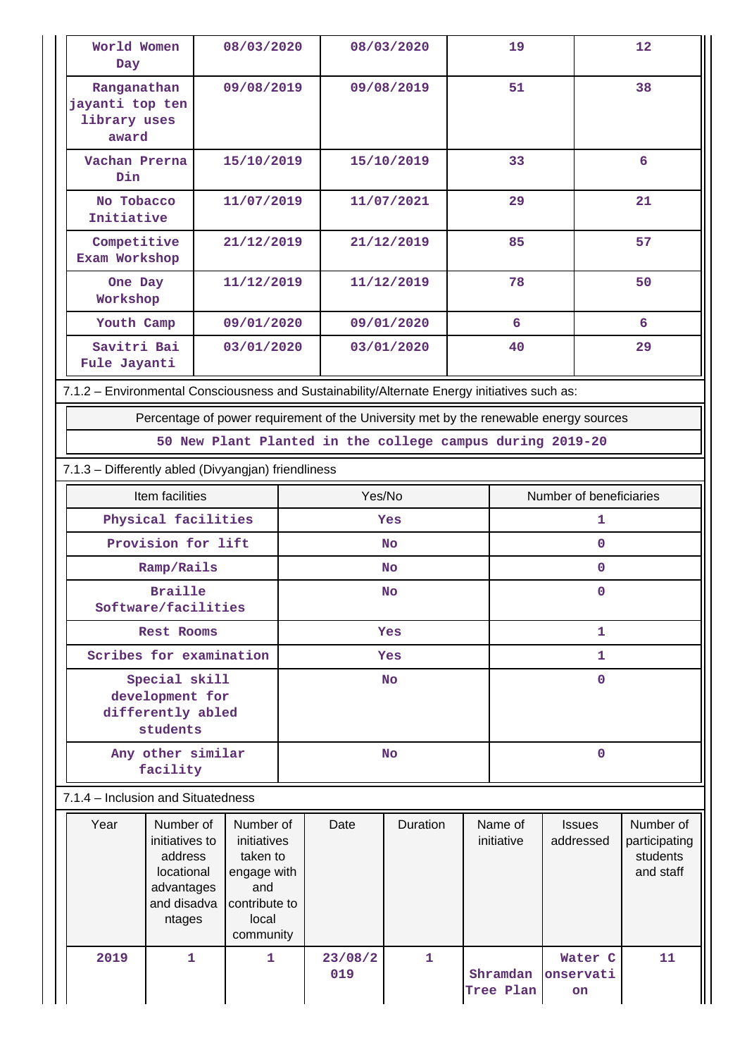| | | | | |
|---|---|---|---|---|
| World Women Day | 08/03/2020 | 08/03/2020 | 19 | 12 |
| Ranganathan jayanti top ten library uses award | 09/08/2019 | 09/08/2019 | 51 | 38 |
| Vachan Prerna Din | 15/10/2019 | 15/10/2019 | 33 | 6 |
| No Tobacco Initiative | 11/07/2019 | 11/07/2021 | 29 | 21 |
| Competitive Exam Workshop | 21/12/2019 | 21/12/2019 | 85 | 57 |
| One Day Workshop | 11/12/2019 | 11/12/2019 | 78 | 50 |
| Youth Camp | 09/01/2020 | 09/01/2020 | 6 | 6 |
| Savitri Bai Fule Jayanti | 03/01/2020 | 03/01/2020 | 40 | 29 |

7.1.2 – Environmental Consciousness and Sustainability/Alternate Energy initiatives such as:

| Percentage of power requirement of the University met by the renewable energy sources |
|---|
| 50 New Plant Planted in the college campus during 2019-20 |

7.1.3 – Differently abled (Divyangjan) friendliness

| Item facilities | Yes/No | Number of beneficiaries |
|---|---|---|
| Physical facilities | Yes | 1 |
| Provision for lift | No | 0 |
| Ramp/Rails | No | 0 |
| Braille Software/facilities | No | 0 |
| Rest Rooms | Yes | 1 |
| Scribes for examination | Yes | 1 |
| Special skill development for differently abled students | No | 0 |
| Any other similar facility | No | 0 |

7.1.4 – Inclusion and Situatedness

| Year | Number of initiatives to address locational advantages and disadvantages | Number of initiatives taken to engage with and contribute to local community | Date | Duration | Name of initiative | Issues addressed | Number of participating students and staff |
|---|---|---|---|---|---|---|---|
| 2019 | 1 | 1 | 23/08/2019 | 1 | Shramdan Tree Plan | Water Conservation | 11 |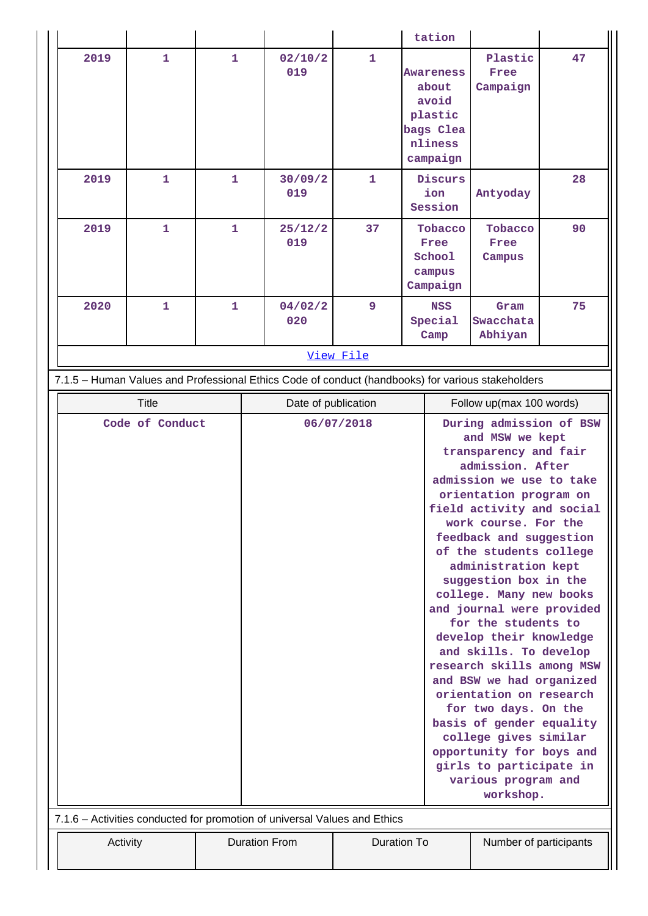| | | | | | tation | | |
|---|---|---|---|---|---|---|---|
| 2019 | 1 | 1 | 02/10/2019 | 1 | Awareness about avoid plastic bags Cleanliness campaign | Plastic Free Campaign | 47 |
| 2019 | 1 | 1 | 30/09/2019 | 1 | Discursion Session | Antyoday | 28 |
| 2019 | 1 | 1 | 25/12/2019 | 37 | Tobacco Free School campus Campaign | Tobacco Free Campus | 90 |
| 2020 | 1 | 1 | 04/02/2020 | 9 | NSS Special Camp | Gram Swacchata Abhiyan | 75 |

View File

7.1.5 – Human Values and Professional Ethics Code of conduct (handbooks) for various stakeholders

| Title | Date of publication | Follow up(max 100 words) |
|---|---|---|
| Code of Conduct | 06/07/2018 | During admission of BSW and MSW we kept transparency and fair admission. After admission we use to take orientation program on field activity and social work course. For the feedback and suggestion of the students college administration kept suggestion box in the college. Many new books and journal were provided for the students to develop their knowledge and skills. To develop research skills among MSW and BSW we had organized orientation on research for two days. On the basis of gender equality college gives similar opportunity for boys and girls to participate in various program and workshop. |

7.1.6 – Activities conducted for promotion of universal Values and Ethics

| Activity | Duration From | Duration To | Number of participants |
|---|---|---|---|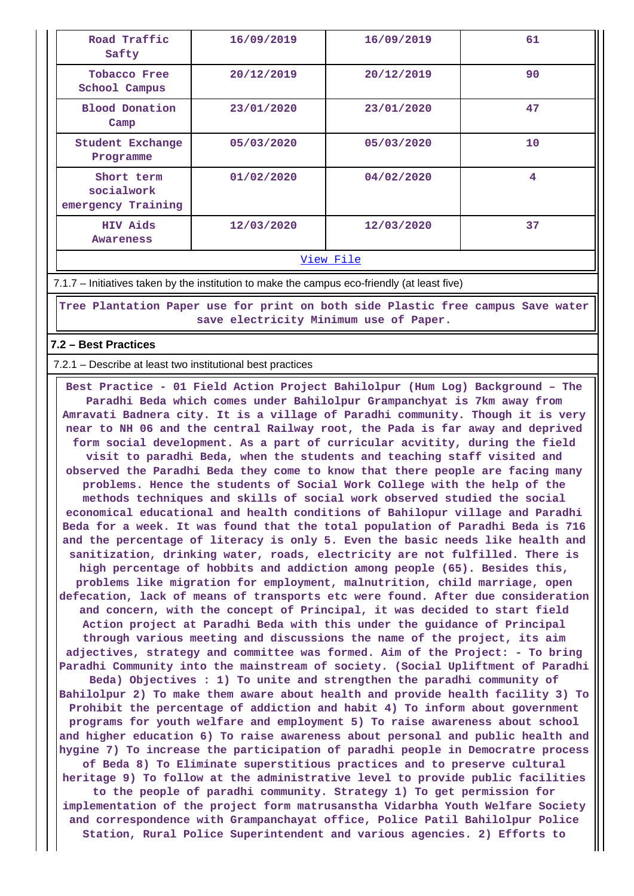| Road Traffic Safty | 16/09/2019 | 16/09/2019 | 61 |
|---|---|---|---|
| Tobacco Free School Campus | 20/12/2019 | 20/12/2019 | 90 |
| Blood Donation Camp | 23/01/2020 | 23/01/2020 | 47 |
| Student Exchange Programme | 05/03/2020 | 05/03/2020 | 10 |
| Short term socialwork emergency Training | 01/02/2020 | 04/02/2020 | 4 |
| HIV Aids Awareness | 12/03/2020 | 12/03/2020 | 37 |

View File

7.1.7 – Initiatives taken by the institution to make the campus eco-friendly (at least five)

Tree Plantation Paper use for print on both side Plastic free campus Save water save electricity Minimum use of Paper.

## 7.2 – Best Practices

7.2.1 – Describe at least two institutional best practices

Best Practice - 01 Field Action Project Bahilolpur (Hum Log) Background – The Paradhi Beda which comes under Bahilolpur Grampanchyat is 7km away from Amravati Badnera city. It is a village of Paradhi community. Though it is very near to NH 06 and the central Railway root, the Pada is far away and deprived form social development. As a part of curricular acvitity, during the field visit to paradhi Beda, when the students and teaching staff visited and observed the Paradhi Beda they come to know that there people are facing many problems. Hence the students of Social Work College with the help of the methods techniques and skills of social work observed studied the social economical educational and health conditions of Bahilopur village and Paradhi Beda for a week. It was found that the total population of Paradhi Beda is 716 and the percentage of literacy is only 5. Even the basic needs like health and sanitization, drinking water, roads, electricity are not fulfilled. There is high percentage of hobbits and addiction among people (65). Besides this, problems like migration for employment, malnutrition, child marriage, open defecation, lack of means of transports etc were found. After due consideration and concern, with the concept of Principal, it was decided to start field Action project at Paradhi Beda with this under the guidance of Principal through various meeting and discussions the name of the project, its aim adjectives, strategy and committee was formed. Aim of the Project: - To bring Paradhi Community into the mainstream of society. (Social Upliftment of Paradhi Beda) Objectives : 1) To unite and strengthen the paradhi community of Bahilolpur 2) To make them aware about health and provide health facility 3) To Prohibit the percentage of addiction and habit 4) To inform about government programs for youth welfare and employment 5) To raise awareness about school and higher education 6) To raise awareness about personal and public health and hygine 7) To increase the participation of paradhi people in Democratre process of Beda 8) To Eliminate superstitious practices and to preserve cultural heritage 9) To follow at the administrative level to provide public facilities to the people of paradhi community. Strategy 1) To get permission for implementation of the project form matrusanstha Vidarbha Youth Welfare Society and correspondence with Grampanchayat office, Police Patil Bahilolpur Police Station, Rural Police Superintendent and various agencies. 2) Efforts to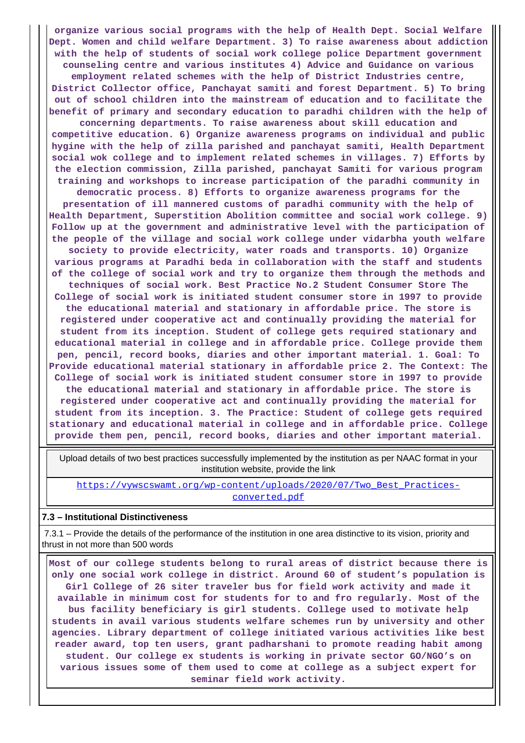**organize various social programs with the help of Health Dept. Social Welfare Dept. Women and child welfare Department. 3) To raise awareness about addiction with the help of students of social work college police Department government counseling centre and various institutes 4) Advice and Guidance on various employment related schemes with the help of District Industries centre, District Collector office, Panchayat samiti and forest Department. 5) To bring out of school children into the mainstream of education and to facilitate the benefit of primary and secondary education to paradhi children with the help of concerning departments. To raise awareness about skill education and competitive education. 6) Organize awareness programs on individual and public hygine with the help of zilla parished and panchayat samiti, Health Department social wok college and to implement related schemes in villages. 7) Efforts by the election commission, Zilla parished, panchayat Samiti for various program training and workshops to increase participation of the paradhi community in democratic process. 8) Efforts to organize awareness programs for the presentation of ill mannered customs of paradhi community with the help of Health Department, Superstition Abolition committee and social work college. 9) Follow up at the government and administrative level with the participation of the people of the village and social work college under vidarbha youth welfare society to provide electricity, water roads and transports. 10) Organize various programs at Paradhi beda in collaboration with the staff and students of the college of social work and try to organize them through the methods and techniques of social work. Best Practice No.2 Student Consumer Store The College of social work is initiated student consumer store in 1997 to provide the educational material and stationary in affordable price. The store is registered under cooperative act and continually providing the material for student from its inception. Student of college gets required stationary and educational material in college and in affordable price. College provide them pen, pencil, record books, diaries and other important material. 1. Goal: To Provide educational material stationary in affordable price 2. The Context: The College of social work is initiated student consumer store in 1997 to provide the educational material and stationary in affordable price. The store is registered under cooperative act and continually providing the material for student from its inception. 3. The Practice: Student of college gets required stationary and educational material in college and in affordable price. College provide them pen, pencil, record books, diaries and other important material.**

| Upload details of two best practices successfully implemented by the institution as per NAAC format in your institution website, provide the link |
|---|
| https://vywscswamt.org/wp-content/uploads/2020/07/Two_Best_Practices-converted.pdf |

**7.3 – Institutional Distinctiveness**

7.3.1 – Provide the details of the performance of the institution in one area distinctive to its vision, priority and thrust in not more than 500 words

**Most of our college students belong to rural areas of district because there is only one social work college in district. Around 60 of student's population is Girl College of 26 siter traveler bus for field work activity and made it available in minimum cost for students for to and fro regularly. Most of the bus facility beneficiary is girl students. College used to motivate help students in avail various students welfare schemes run by university and other agencies. Library department of college initiated various activities like best reader award, top ten users, grant padharshani to promote reading habit among student. Our college ex students is working in private sector GO/NGO's on various issues some of them used to come at college as a subject expert for seminar field work activity.**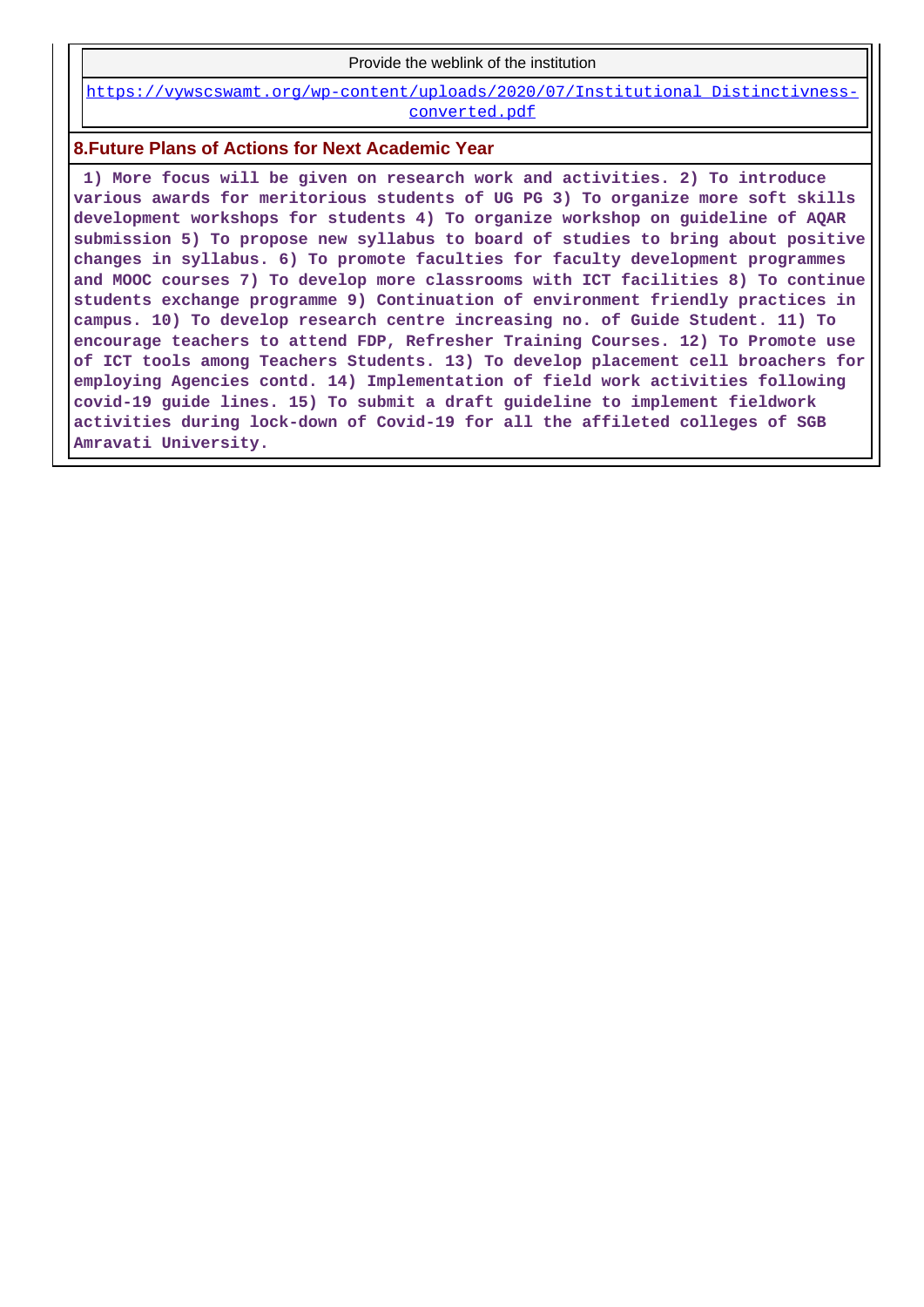| Provide the weblink of the institution |
|---|
| https://vywscswamt.org/wp-content/uploads/2020/07/Institutional_Distinctivness-converted.pdf |

## 8.Future Plans of Actions for Next Academic Year

**1) More focus will be given on research work and activities. 2) To introduce various awards for meritorious students of UG PG 3) To organize more soft skills development workshops for students 4) To organize workshop on guideline of AQAR submission 5) To propose new syllabus to board of studies to bring about positive changes in syllabus. 6) To promote faculties for faculty development programmes and MOOC courses 7) To develop more classrooms with ICT facilities 8) To continue students exchange programme 9) Continuation of environment friendly practices in campus. 10) To develop research centre increasing no. of Guide Student. 11) To encourage teachers to attend FDP, Refresher Training Courses. 12) To Promote use of ICT tools among Teachers Students. 13) To develop placement cell broachers for employing Agencies contd. 14) Implementation of field work activities following covid-19 guide lines. 15) To submit a draft guideline to implement fieldwork activities during lock-down of Covid-19 for all the affileted colleges of SGB Amravati University.**